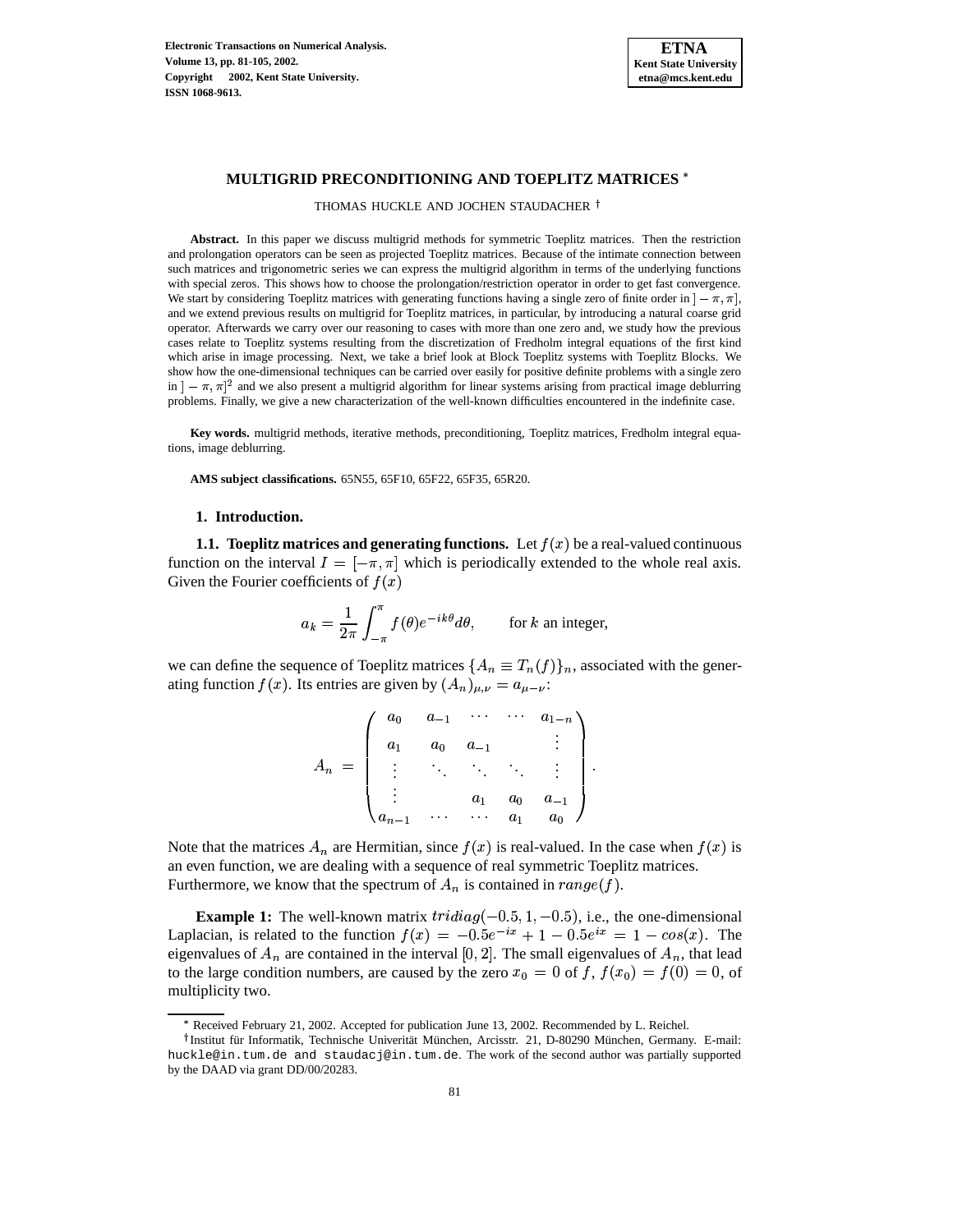# MULTIGRID PRECONDITIONING AND TOEPLITZ MATRICES *

THOMAS HUCKLE AND JOCHEN STAUDACHER †

**Abstract.** In this paper we discuss multigrid methods for symmetric Toeplitz matrices. Then the restriction and prolongation operators can be seen as projected Toeplitz matrices. Because of the intimate connection between such matrices and trigonometric series we can express the multigrid algorithm in terms of the underlying functions with special zeros. This shows how to choose the prolongation/restriction operator in order to get fast convergence. We start by considering Toeplitz matrices with generating functions having a single zero of finite order in $]-\pi,\pi]$, and we extend previous results on multigrid for Toeplitz matrices, in particular, by introducing a natural coarse grid operator. Afterwards we carry over our reasoning to cases with more than one zero and, we study how the previous cases relate to Toeplitz systems resulting from the discretization of Fredholm integral equations of the first kind which arise in image processing. Next, we take a brief look at Block Toeplitz systems with Toeplitz Blocks. We show how the one-dimensional techniques can be carried over easily for positive definite problems with a single zero in $]-\pi,\pi]^2$ and we also present a multigrid algorithm for linear systems arising from practical image deblurring problems. Finally, we give a new characterization of the well-known difficulties encountered in the indefinite case.

**Key words.** multigrid methods, iterative methods, preconditioning, Toeplitz matrices, Fredholm integral equations, image deblurring.

**AMS subject classifications.** 65N55, 65F10, 65F22, 65F35, 65R20.

## 1. Introduction.

**1.1. Toeplitz matrices and generating functions.** Let $f(x)$ be a real-valued continuous function on the interval $I = [-\pi,\pi]$ which is periodically extended to the whole real axis. Given the Fourier coefficients of $f(x)$

$$a_k = \frac{1}{2\pi}\int_{-\pi}^{\pi} f(\theta)e^{-ik\theta}d\theta, \qquad \text{for } k \text{ an integer,}$$

we can define the sequence of Toeplitz matrices $\{A_n \equiv T_n(f)\}_n$, associated with the generating function $f(x)$. Its entries are given by $(A_n)_{\mu,\nu} = a_{\mu-\nu}$:

$$A_n = \begin{pmatrix} a_0 & a_{-1} & \cdots & \cdots & a_{1-n} \\ a_1 & a_0 & a_{-1} & & \vdots \\ \vdots & \ddots & \ddots & \ddots & \vdots \\ \vdots & & a_1 & a_0 & a_{-1} \\ a_{n-1} & \cdots & \cdots & a_1 & a_0 \end{pmatrix}.$$

Note that the matrices $A_n$ are Hermitian, since $f(x)$ is real-valued. In the case when $f(x)$ is an even function, we are dealing with a sequence of real symmetric Toeplitz matrices. Furthermore, we know that the spectrum of $A_n$ is contained in $range(f)$.

**Example 1:** The well-known matrix $tridiag(-0.5, 1, -0.5)$, i.e., the one-dimensional Laplacian, is related to the function $f(x) = -0.5e^{-ix} + 1 - 0.5e^{ix} = 1 - cos(x)$. The eigenvalues of $A_n$ are contained in the interval $[0, 2]$. The small eigenvalues of $A_n$, that lead to the large condition numbers, are caused by the zero $x_0 = 0$ of $f$, $f(x_0) = f(0) = 0$, of multiplicity two.

---

* Received February 21, 2002. Accepted for publication June 13, 2002. Recommended by L. Reichel.

† Institut für Informatik, Technische Univerität München, Arcisstr. 21, D-80290 München, Germany. E-mail: huckle@in.tum.de and staudacj@in.tum.de. The work of the second author was partially supported by the DAAD via grant DD/00/20283.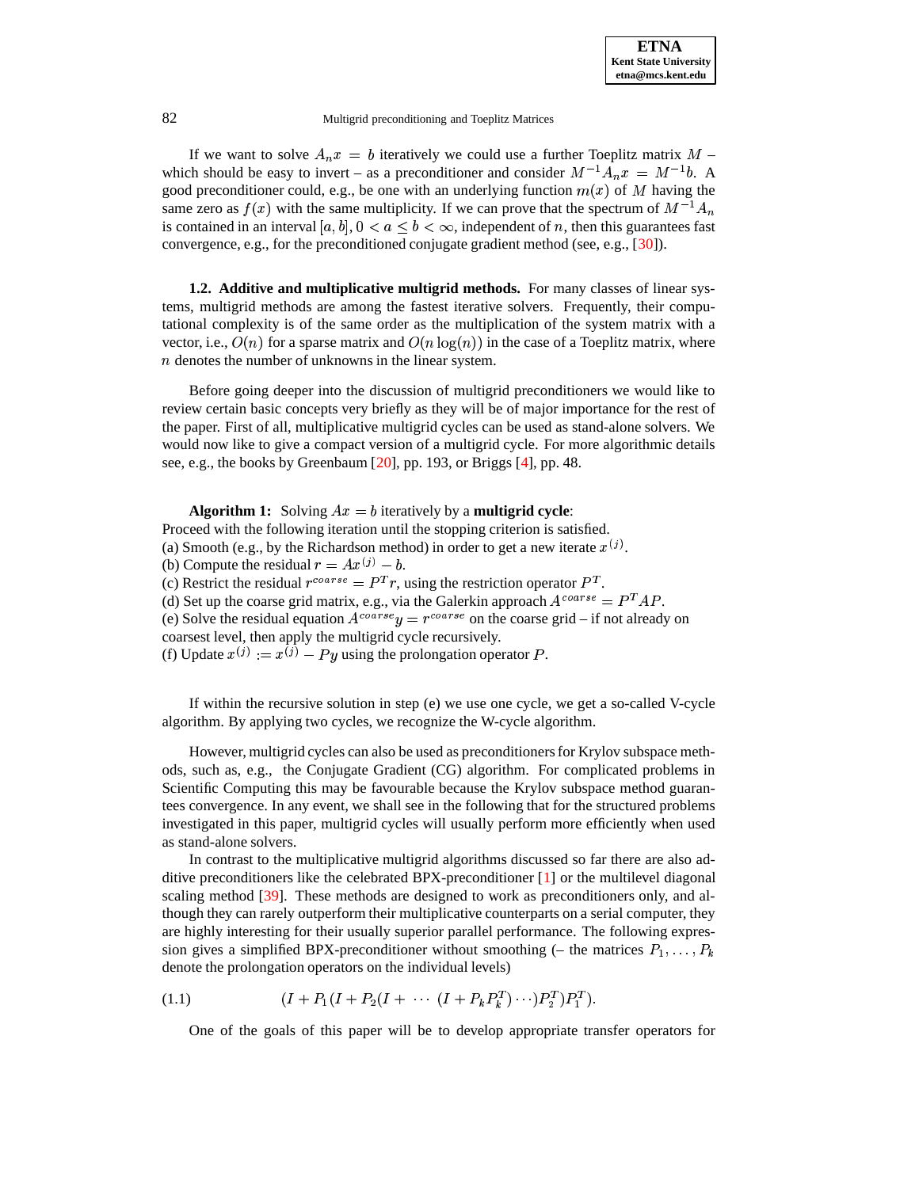If we want to solve $A_n x = b$ iteratively we could use a further Toeplitz matrix $M$ – which should be easy to invert – as a preconditioner and consider $M^{-1}A_n x = M^{-1}b$. A good preconditioner could, e.g., be one with an underlying function $m(x)$ of $M$ having the same zero as $f(x)$ with the same multiplicity. If we can prove that the spectrum of $M^{-1}A_n$ is contained in an interval $[a, b]$, $0 < a \leq b < \infty$, independent of $n$, then this guarantees fast convergence, e.g., for the preconditioned conjugate gradient method (see, e.g., [30]).

### 1.2. Additive and multiplicative multigrid methods.

For many classes of linear systems, multigrid methods are among the fastest iterative solvers. Frequently, their computational complexity is of the same order as the multiplication of the system matrix with a vector, i.e., $O(n)$ for a sparse matrix and $O(n \log(n))$ in the case of a Toeplitz matrix, where $n$ denotes the number of unknowns in the linear system.

Before going deeper into the discussion of multigrid preconditioners we would like to review certain basic concepts very briefly as they will be of major importance for the rest of the paper. First of all, multiplicative multigrid cycles can be used as stand-alone solvers. We would now like to give a compact version of a multigrid cycle. For more algorithmic details see, e.g., the books by Greenbaum [20], pp. 193, or Briggs [4], pp. 48.

**Algorithm 1:** Solving $Ax = b$ iteratively by a **multigrid cycle**:
Proceed with the following iteration until the stopping criterion is satisfied.
(a) Smooth (e.g., by the Richardson method) in order to get a new iterate $x^{(j)}$.
(b) Compute the residual $r = Ax^{(j)} - b$.
(c) Restrict the residual $r^{coarse} = P^T r$, using the restriction operator $P^T$.
(d) Set up the coarse grid matrix, e.g., via the Galerkin approach $A^{coarse} = P^T AP$.
(e) Solve the residual equation $A^{coarse} y = r^{coarse}$ on the coarse grid – if not already on coarsest level, then apply the multigrid cycle recursively.
(f) Update $x^{(j)} := x^{(j)} - Py$ using the prolongation operator $P$.

If within the recursive solution in step (e) we use one cycle, we get a so-called V-cycle algorithm. By applying two cycles, we recognize the W-cycle algorithm.

However, multigrid cycles can also be used as preconditioners for Krylov subspace methods, such as, e.g., the Conjugate Gradient (CG) algorithm. For complicated problems in Scientific Computing this may be favourable because the Krylov subspace method guarantees convergence. In any event, we shall see in the following that for the structured problems investigated in this paper, multigrid cycles will usually perform more efficiently when used as stand-alone solvers.

In contrast to the multiplicative multigrid algorithms discussed so far there are also additive preconditioners like the celebrated BPX-preconditioner [1] or the multilevel diagonal scaling method [39]. These methods are designed to work as preconditioners only, and although they can rarely outperform their multiplicative counterparts on a serial computer, they are highly interesting for their usually superior parallel performance. The following expression gives a simplified BPX-preconditioner without smoothing (– the matrices $P_1, \ldots, P_k$ denote the prolongation operators on the individual levels)

$$(I + P_1(I + P_2(I + \cdots (I + P_k P_k^T) \cdots)P_2^T)P_1^T). \tag{1.1}$$

One of the goals of this paper will be to develop appropriate transfer operators for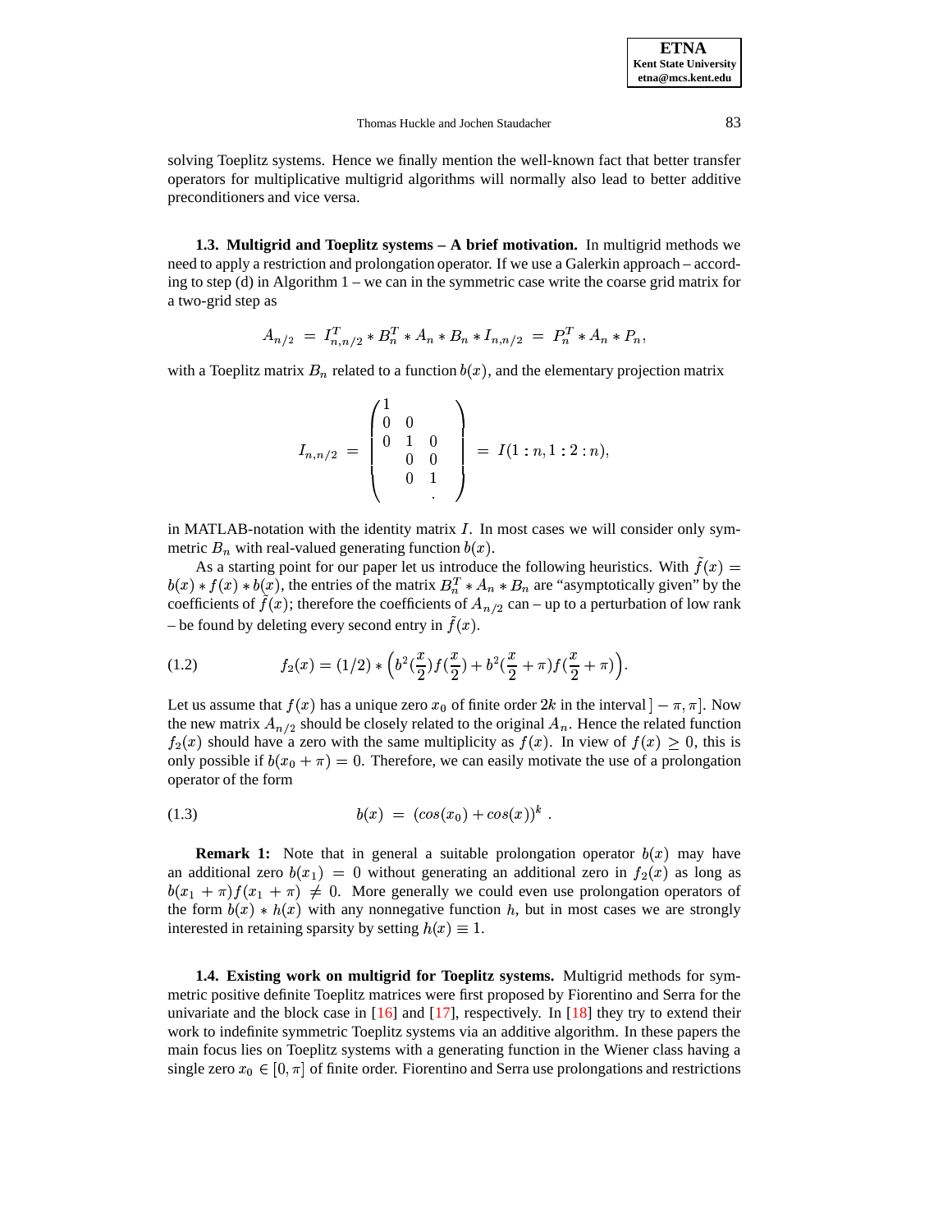solving Toeplitz systems. Hence we finally mention the well-known fact that better transfer operators for multiplicative multigrid algorithms will normally also lead to better additive preconditioners and vice versa.

**1.3. Multigrid and Toeplitz systems – A brief motivation.** In multigrid methods we need to apply a restriction and prolongation operator. If we use a Galerkin approach – according to step (d) in Algorithm 1 – we can in the symmetric case write the coarse grid matrix for a two-grid step as

$$A_{n/2} \;=\; I_{n,n/2}^T * B_n^T * A_n * B_n * I_{n,n/2} \;=\; P_n^T * A_n * P_n,$$

with a Toeplitz matrix $B_n$ related to a function $b(x)$, and the elementary projection matrix

$$I_{n,n/2} \;=\; \begin{pmatrix} 1 & & & \\ 0 & 0 & & \\ 0 & 1 & 0 & \\ & 0 & 0 & \\ & 0 & 1 & \\ & & . & \end{pmatrix} \;=\; I(1:n, 1:2:n),$$

in MATLAB-notation with the identity matrix $I$. In most cases we will consider only symmetric $B_n$ with real-valued generating function $b(x)$.

As a starting point for our paper let us introduce the following heuristics. With $\tilde{f}(x) = b(x) * f(x) * b(x)$, the entries of the matrix $B_n^T * A_n * B_n$ are "asymptotically given" by the coefficients of $\tilde{f}(x)$; therefore the coefficients of $A_{n/2}$ can – up to a perturbation of low rank – be found by deleting every second entry in $\tilde{f}(x)$.

$$f_2(x) = (1/2) * \Big( b^2(\frac{x}{2}) f(\frac{x}{2}) + b^2(\frac{x}{2} + \pi) f(\frac{x}{2} + \pi) \Big). \tag{1.2}$$

Let us assume that $f(x)$ has a unique zero $x_0$ of finite order $2k$ in the interval $]-\pi, \pi]$. Now the new matrix $A_{n/2}$ should be closely related to the original $A_n$. Hence the related function $f_2(x)$ should have a zero with the same multiplicity as $f(x)$. In view of $f(x) \geq 0$, this is only possible if $b(x_0 + \pi) = 0$. Therefore, we can easily motivate the use of a prolongation operator of the form

$$b(x) \;=\; (cos(x_0) + cos(x))^k \; . \tag{1.3}$$

**Remark 1:** Note that in general a suitable prolongation operator $b(x)$ may have an additional zero $b(x_1) = 0$ without generating an additional zero in $f_2(x)$ as long as $b(x_1 + \pi) f(x_1 + \pi) \neq 0$. More generally we could even use prolongation operators of the form $b(x) * h(x)$ with any nonnegative function $h$, but in most cases we are strongly interested in retaining sparsity by setting $h(x) \equiv 1$.

**1.4. Existing work on multigrid for Toeplitz systems.** Multigrid methods for symmetric positive definite Toeplitz matrices were first proposed by Fiorentino and Serra for the univariate and the block case in [16] and [17], respectively. In [18] they try to extend their work to indefinite symmetric Toeplitz systems via an additive algorithm. In these papers the main focus lies on Toeplitz systems with a generating function in the Wiener class having a single zero $x_0 \in [0, \pi]$ of finite order. Fiorentino and Serra use prolongations and restrictions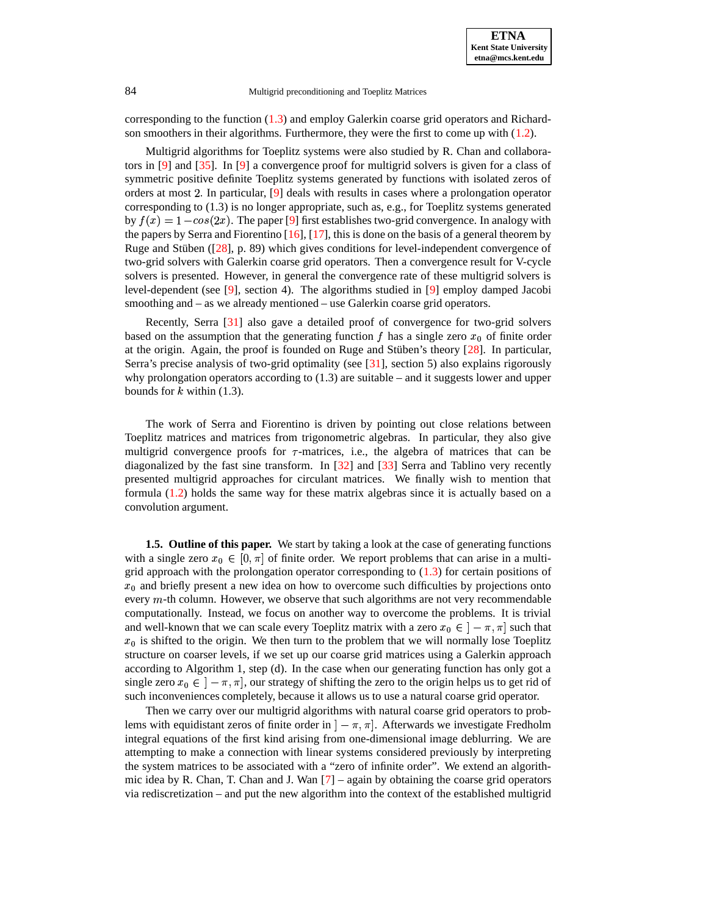corresponding to the function (1.3) and employ Galerkin coarse grid operators and Richardson smoothers in their algorithms. Furthermore, they were the first to come up with (1.2).

Multigrid algorithms for Toeplitz systems were also studied by R. Chan and collaborators in [9] and [35]. In [9] a convergence proof for multigrid solvers is given for a class of symmetric positive definite Toeplitz systems generated by functions with isolated zeros of orders at most 2. In particular, [9] deals with results in cases where a prolongation operator corresponding to (1.3) is no longer appropriate, such as, e.g., for Toeplitz systems generated by $f(x) = 1 - cos(2x)$. The paper [9] first establishes two-grid convergence. In analogy with the papers by Serra and Fiorentino [16], [17], this is done on the basis of a general theorem by Ruge and Stüben ([28], p. 89) which gives conditions for level-independent convergence of two-grid solvers with Galerkin coarse grid operators. Then a convergence result for V-cycle solvers is presented. However, in general the convergence rate of these multigrid solvers is level-dependent (see [9], section 4). The algorithms studied in [9] employ damped Jacobi smoothing and – as we already mentioned – use Galerkin coarse grid operators.

Recently, Serra [31] also gave a detailed proof of convergence for two-grid solvers based on the assumption that the generating function $f$ has a single zero $x_0$ of finite order at the origin. Again, the proof is founded on Ruge and Stüben's theory [28]. In particular, Serra's precise analysis of two-grid optimality (see [31], section 5) also explains rigorously why prolongation operators according to (1.3) are suitable – and it suggests lower and upper bounds for $k$ within (1.3).

The work of Serra and Fiorentino is driven by pointing out close relations between Toeplitz matrices and matrices from trigonometric algebras. In particular, they also give multigrid convergence proofs for $\tau$-matrices, i.e., the algebra of matrices that can be diagonalized by the fast sine transform. In [32] and [33] Serra and Tablino very recently presented multigrid approaches for circulant matrices. We finally wish to mention that formula (1.2) holds the same way for these matrix algebras since it is actually based on a convolution argument.

**1.5. Outline of this paper.** We start by taking a look at the case of generating functions with a single zero $x_0 \in [0, \pi]$ of finite order. We report problems that can arise in a multigrid approach with the prolongation operator corresponding to (1.3) for certain positions of $x_0$ and briefly present a new idea on how to overcome such difficulties by projections onto every $m$-th column. However, we observe that such algorithms are not very recommendable computationally. Instead, we focus on another way to overcome the problems. It is trivial and well-known that we can scale every Toeplitz matrix with a zero $x_0 \in \,]-\pi, \pi]$ such that $x_0$ is shifted to the origin. We then turn to the problem that we will normally lose Toeplitz structure on coarser levels, if we set up our coarse grid matrices using a Galerkin approach according to Algorithm 1, step (d). In the case when our generating function has only got a single zero $x_0 \in \,]-\pi, \pi]$, our strategy of shifting the zero to the origin helps us to get rid of such inconveniences completely, because it allows us to use a natural coarse grid operator.

Then we carry over our multigrid algorithms with natural coarse grid operators to problems with equidistant zeros of finite order in $]-\pi, \pi]$. Afterwards we investigate Fredholm integral equations of the first kind arising from one-dimensional image deblurring. We are attempting to make a connection with linear systems considered previously by interpreting the system matrices to be associated with a "zero of infinite order". We extend an algorithmic idea by R. Chan, T. Chan and J. Wan [7] – again by obtaining the coarse grid operators via rediscretization – and put the new algorithm into the context of the established multigrid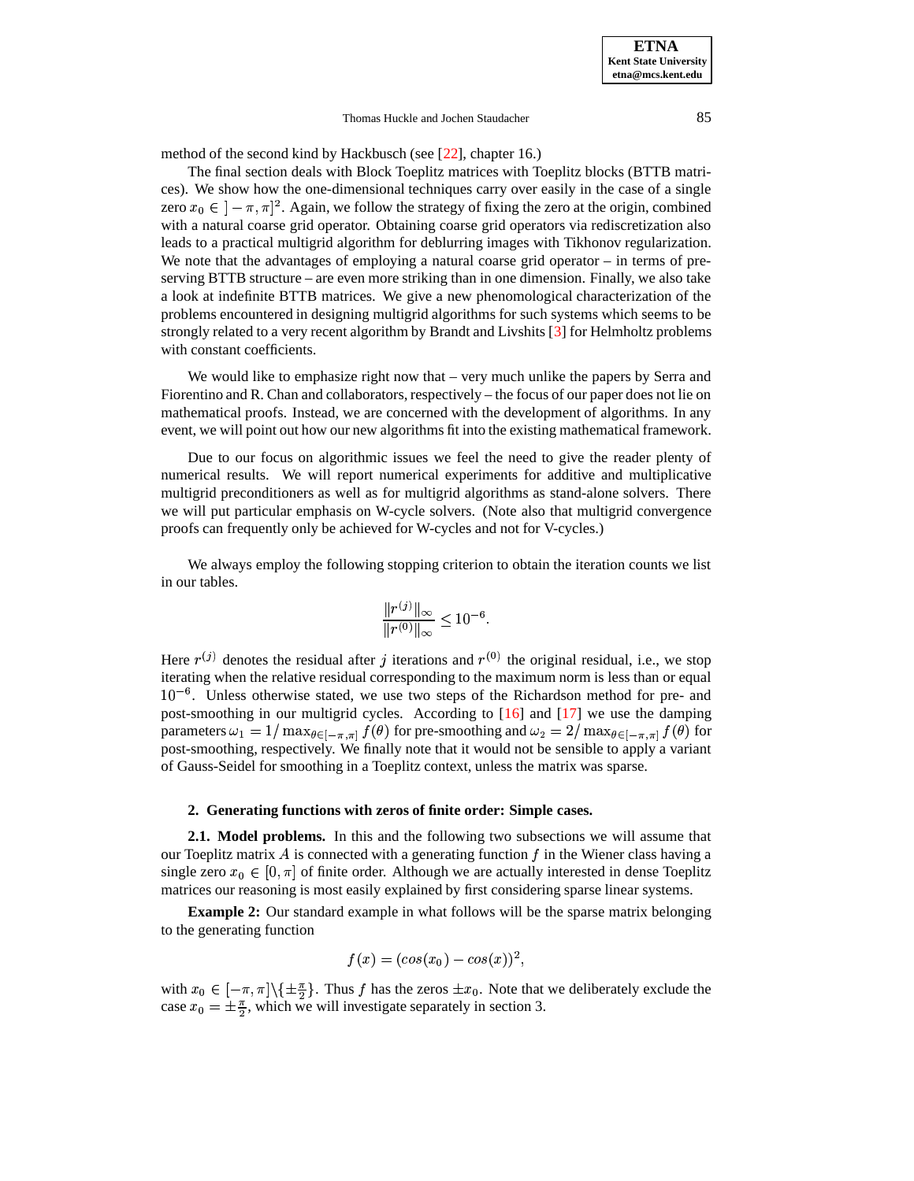method of the second kind by Hackbusch (see [22], chapter 16.)

The final section deals with Block Toeplitz matrices with Toeplitz blocks (BTTB matrices). We show how the one-dimensional techniques carry over easily in the case of a single zero $x_0 \in \, ]-\pi, \pi]^2$. Again, we follow the strategy of fixing the zero at the origin, combined with a natural coarse grid operator. Obtaining coarse grid operators via rediscretization also leads to a practical multigrid algorithm for deblurring images with Tikhonov regularization. We note that the advantages of employing a natural coarse grid operator – in terms of preserving BTTB structure – are even more striking than in one dimension. Finally, we also take a look at indefinite BTTB matrices. We give a new phenomenological characterization of the problems encountered in designing multigrid algorithms for such systems which seems to be strongly related to a very recent algorithm by Brandt and Livshits [3] for Helmholtz problems with constant coefficients.

We would like to emphasize right now that – very much unlike the papers by Serra and Fiorentino and R. Chan and collaborators, respectively – the focus of our paper does not lie on mathematical proofs. Instead, we are concerned with the development of algorithms. In any event, we will point out how our new algorithms fit into the existing mathematical framework.

Due to our focus on algorithmic issues we feel the need to give the reader plenty of numerical results. We will report numerical experiments for additive and multiplicative multigrid preconditioners as well as for multigrid algorithms as stand-alone solvers. There we will put particular emphasis on W-cycle solvers. (Note also that multigrid convergence proofs can frequently only be achieved for W-cycles and not for V-cycles.)

We always employ the following stopping criterion to obtain the iteration counts we list in our tables.

$$\frac{\|r^{(j)}\|_\infty}{\|r^{(0)}\|_\infty} \leq 10^{-6}.$$

Here $r^{(j)}$ denotes the residual after $j$ iterations and $r^{(0)}$ the original residual, i.e., we stop iterating when the relative residual corresponding to the maximum norm is less than or equal $10^{-6}$. Unless otherwise stated, we use two steps of the Richardson method for pre- and post-smoothing in our multigrid cycles. According to [16] and [17] we use the damping parameters $\omega_1 = 1/\max_{\theta \in [-\pi,\pi]} f(\theta)$ for pre-smoothing and $\omega_2 = 2/\max_{\theta \in [-\pi,\pi]} f(\theta)$ for post-smoothing, respectively. We finally note that it would not be sensible to apply a variant of Gauss-Seidel for smoothing in a Toeplitz context, unless the matrix was sparse.

## 2. Generating functions with zeros of finite order: Simple cases.

**2.1. Model problems.** In this and the following two subsections we will assume that our Toeplitz matrix $A$ is connected with a generating function $f$ in the Wiener class having a single zero $x_0 \in [0, \pi]$ of finite order. Although we are actually interested in dense Toeplitz matrices our reasoning is most easily explained by first considering sparse linear systems.

**Example 2:** Our standard example in what follows will be the sparse matrix belonging to the generating function

$$f(x) = (cos(x_0) - cos(x))^2,$$

with $x_0 \in [-\pi, \pi] \backslash \{\pm\frac{\pi}{2}\}$. Thus $f$ has the zeros $\pm x_0$. Note that we deliberately exclude the case $x_0 = \pm\frac{\pi}{2}$, which we will investigate separately in section 3.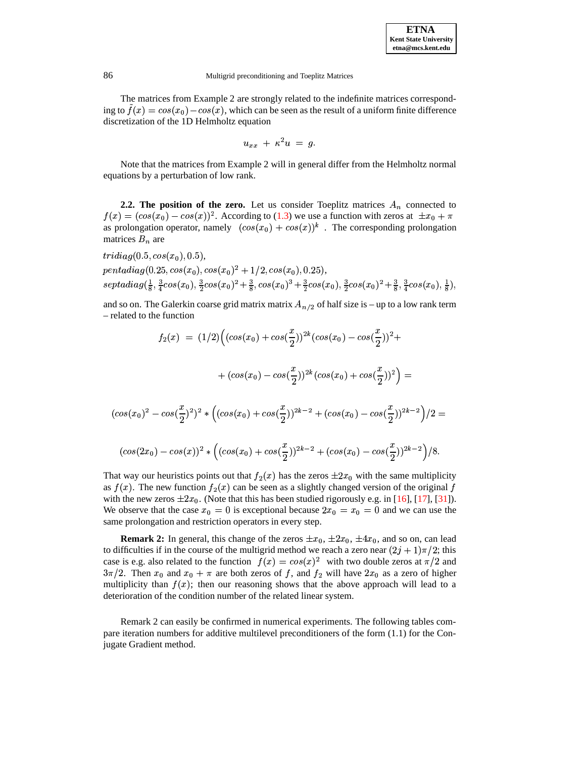The matrices from Example 2 are strongly related to the indefinite matrices corresponding to $\tilde{f}(x) = cos(x_0) - cos(x)$, which can be seen as the result of a uniform finite difference discretization of the 1D Helmholtz equation

$$u_{xx} + \kappa^2 u = g.$$

Note that the matrices from Example 2 will in general differ from the Helmholtz normal equations by a perturbation of low rank.

### 2.2. The position of the zero.

Let us consider Toeplitz matrices $A_n$ connected to $f(x) = (cos(x_0) - cos(x))^2$. According to (1.3) we use a function with zeros at $\pm x_0 + \pi$ as prolongation operator, namely $(cos(x_0) + cos(x))^k$. The corresponding prolongation matrices $B_n$ are

$tridiag(0.5, cos(x_0), 0.5)$,
$pentadiag(0.25, cos(x_0), cos(x_0)^2 + 1/2, cos(x_0), 0.25)$,
$septadiag(\frac{1}{8}, \frac{3}{4}cos(x_0), \frac{3}{2}cos(x_0)^2 + \frac{3}{8}, cos(x_0)^3 + \frac{3}{2}cos(x_0), \frac{3}{2}cos(x_0)^2 + \frac{3}{8}, \frac{3}{4}cos(x_0), \frac{1}{8})$,

and so on. The Galerkin coarse grid matrix matrix $A_{n/2}$ of half size is – up to a low rank term – related to the function

$$f_2(x) = (1/2)\Big((cos(x_0) + cos(\frac{x}{2}))^{2k}(cos(x_0) - cos(\frac{x}{2}))^2 +$$

$$+ (cos(x_0) - cos(\frac{x}{2}))^{2k}(cos(x_0) + cos(\frac{x}{2}))^2\Big) =$$

$$(cos(x_0)^2 - cos(\frac{x}{2})^2)^2 * \Big((cos(x_0) + cos(\frac{x}{2}))^{2k-2} + (cos(x_0) - cos(\frac{x}{2}))^{2k-2}\Big)/2 =$$

$$(cos(2x_0) - cos(x))^2 * \Big((cos(x_0) + cos(\frac{x}{2}))^{2k-2} + (cos(x_0) - cos(\frac{x}{2}))^{2k-2}\Big)/8.$$

That way our heuristics points out that $f_2(x)$ has the zeros $\pm 2x_0$ with the same multiplicity as $f(x)$. The new function $f_2(x)$ can be seen as a slightly changed version of the original $f$ with the new zeros $\pm 2x_0$. (Note that this has been studied rigorously e.g. in [16], [17], [31]). We observe that the case $x_0 = 0$ is exceptional because $2x_0 = x_0 = 0$ and we can use the same prolongation and restriction operators in every step.

**Remark 2:** In general, this change of the zeros $\pm x_0$, $\pm 2x_0$, $\pm 4x_0$, and so on, can lead to difficulties if in the course of the multigrid method we reach a zero near $(2j+1)\pi/2$; this case is e.g. also related to the function $f(x) = cos(x)^2$ with two double zeros at $\pi/2$ and $3\pi/2$. Then $x_0$ and $x_0 + \pi$ are both zeros of $f$, and $f_2$ will have $2x_0$ as a zero of higher multiplicity than $f(x)$; then our reasoning shows that the above approach will lead to a deterioration of the condition number of the related linear system.

Remark 2 can easily be confirmed in numerical experiments. The following tables compare iteration numbers for additive multilevel preconditioners of the form (1.1) for the Conjugate Gradient method.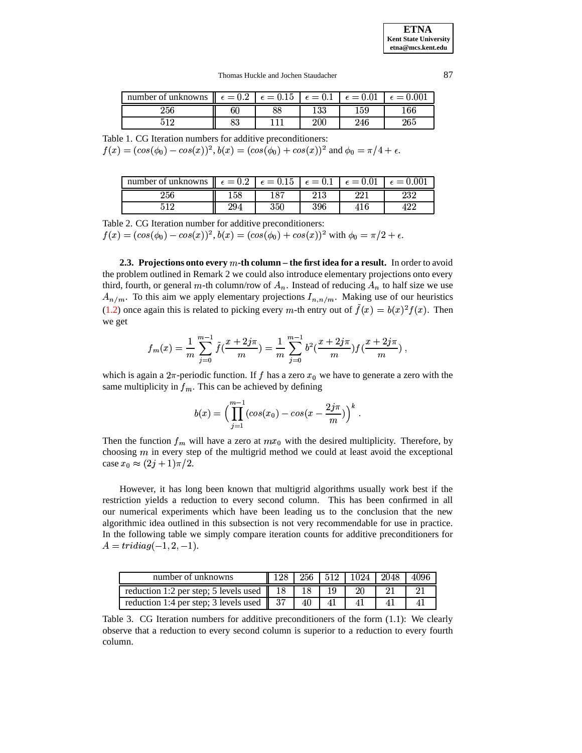| number of unknowns | $\epsilon = 0.2$ | $\epsilon = 0.15$ | $\epsilon = 0.1$ | $\epsilon = 0.01$ | $\epsilon = 0.001$ |
|---|---|---|---|---|---|
| 256 | 60 | 88 | 133 | 159 | 166 |
| 512 | 83 | 111 | 200 | 246 | 265 |

Table 1. CG Iteration numbers for additive preconditioners:
$f(x) = (cos(\phi_0) - cos(x))^2$, $b(x) = (cos(\phi_0) + cos(x))^2$ and $\phi_0 = \pi/4 + \epsilon$.

| number of unknowns | $\epsilon = 0.2$ | $\epsilon = 0.15$ | $\epsilon = 0.1$ | $\epsilon = 0.01$ | $\epsilon = 0.001$ |
|---|---|---|---|---|---|
| 256 | 158 | 187 | 213 | 221 | 232 |
| 512 | 294 | 350 | 396 | 416 | 422 |

Table 2. CG Iteration number for additive preconditioners:
$f(x) = (cos(\phi_0) - cos(x))^2$, $b(x) = (cos(\phi_0) + cos(x))^2$ with $\phi_0 = \pi/2 + \epsilon$.

**2.3. Projections onto every $m$-th column – the first idea for a result.** In order to avoid the problem outlined in Remark 2 we could also introduce elementary projections onto every third, fourth, or general $m$-th column/row of $A_n$. Instead of reducing $A_n$ to half size we use $A_{n/m}$. To this aim we apply elementary projections $I_{n,n/m}$. Making use of our heuristics (1.2) once again this is related to picking every $m$-th entry out of $\tilde{f}(x) = b(x)^2 f(x)$. Then we get

$$f_m(x) = \frac{1}{m}\sum_{j=0}^{m-1} \tilde{f}(\frac{x+2j\pi}{m}) = \frac{1}{m}\sum_{j=0}^{m-1} b^2(\frac{x+2j\pi}{m}) f(\frac{x+2j\pi}{m}) \,,$$

which is again a $2\pi$-periodic function. If $f$ has a zero $x_0$ we have to generate a zero with the same multiplicity in $f_m$. This can be achieved by defining

$$b(x) = \Big(\prod_{j=1}^{m-1} (cos(x_0) - cos(x - \frac{2j\pi}{m})\Big)^k \,.$$

Then the function $f_m$ will have a zero at $mx_0$ with the desired multiplicity. Therefore, by choosing $m$ in every step of the multigrid method we could at least avoid the exceptional case $x_0 \approx (2j+1)\pi/2$.

However, it has long been known that multigrid algorithms usually work best if the restriction yields a reduction to every second column. This has been confirmed in all our numerical experiments which have been leading us to the conclusion that the new algorithmic idea outlined in this subsection is not very recommendable for use in practice. In the following table we simply compare iteration counts for additive preconditioners for $A = tridiag(-1, 2, -1)$.

| number of unknowns | 128 | 256 | 512 | 1024 | 2048 | 4096 |
|---|---|---|---|---|---|---|
| reduction 1:2 per step; 5 levels used | 18 | 18 | 19 | 20 | 21 | 21 |
| reduction 1:4 per step; 3 levels used | 37 | 40 | 41 | 41 | 41 | 41 |

Table 3. CG Iteration numbers for additive preconditioners of the form (1.1): We clearly observe that a reduction to every second column is superior to a reduction to every fourth column.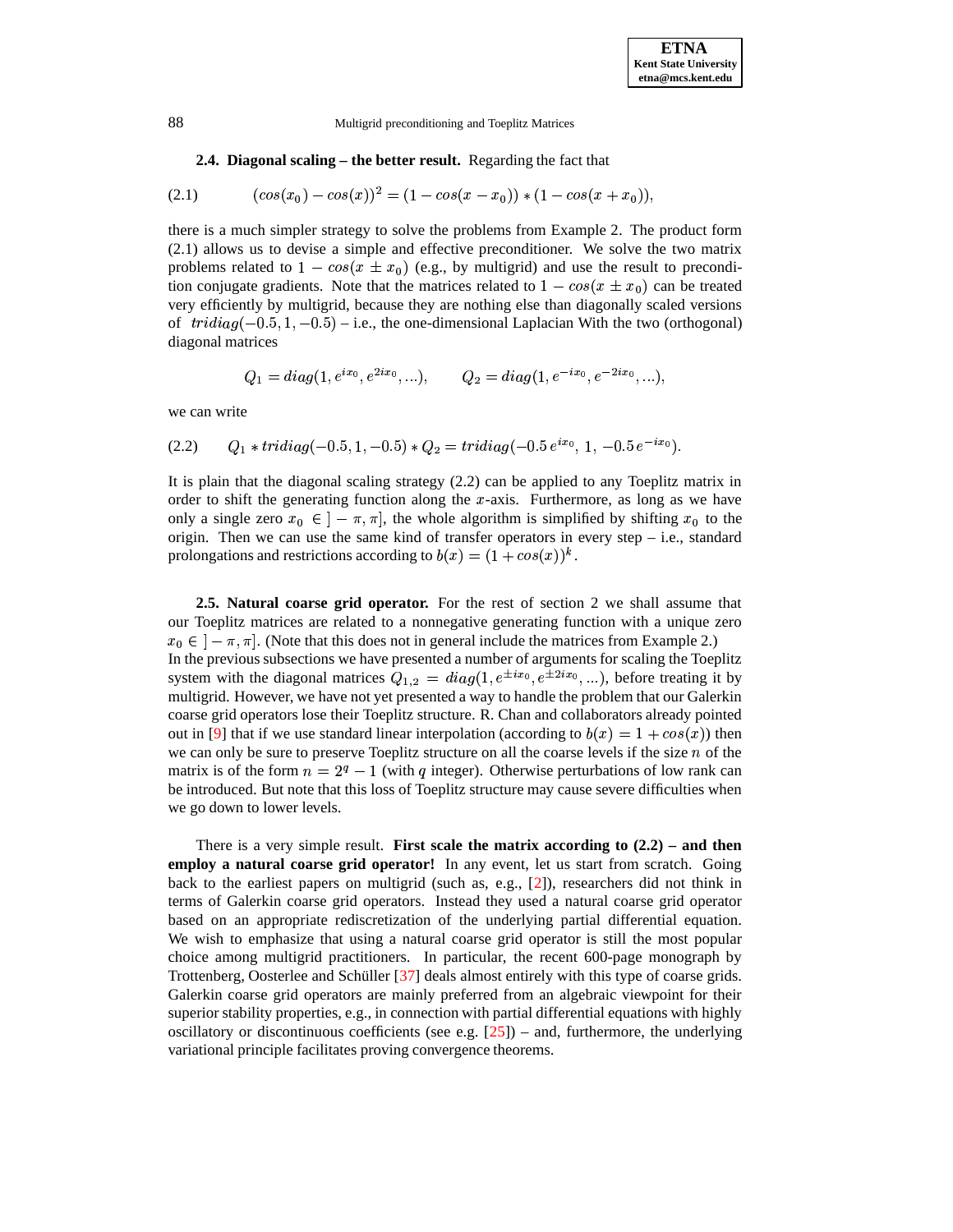**2.4. Diagonal scaling – the better result.** Regarding the fact that

$$(cos(x_0) - cos(x))^2 = (1 - cos(x - x_0)) * (1 - cos(x + x_0)), \tag{2.1}$$

there is a much simpler strategy to solve the problems from Example 2. The product form (2.1) allows us to devise a simple and effective preconditioner. We solve the two matrix problems related to $1 - cos(x \pm x_0)$ (e.g., by multigrid) and use the result to precondition conjugate gradients. Note that the matrices related to $1 - cos(x \pm x_0)$ can be treated very efficiently by multigrid, because they are nothing else than diagonally scaled versions of $tridiag(-0.5, 1, -0.5)$ – i.e., the one-dimensional Laplacian With the two (orthogonal) diagonal matrices

$$Q_1 = diag(1, e^{ix_0}, e^{2ix_0}, ...), \qquad Q_2 = diag(1, e^{-ix_0}, e^{-2ix_0}, ...),$$

we can write

$$Q_1 * tridiag(-0.5, 1, -0.5) * Q_2 = tridiag(-0.5\, e^{ix_0},\ 1,\ -0.5\, e^{-ix_0}). \tag{2.2}$$

It is plain that the diagonal scaling strategy (2.2) can be applied to any Toeplitz matrix in order to shift the generating function along the $x$-axis. Furthermore, as long as we have only a single zero $x_0 \in ]-\pi, \pi]$, the whole algorithm is simplified by shifting $x_0$ to the origin. Then we can use the same kind of transfer operators in every step – i.e., standard prolongations and restrictions according to $b(x) = (1 + cos(x))^k$.

**2.5. Natural coarse grid operator.** For the rest of section 2 we shall assume that our Toeplitz matrices are related to a nonnegative generating function with a unique zero $x_0 \in ]-\pi, \pi]$. (Note that this does not in general include the matrices from Example 2.)
In the previous subsections we have presented a number of arguments for scaling the Toeplitz system with the diagonal matrices $Q_{1,2} = diag(1, e^{\pm ix_0}, e^{\pm 2ix_0}, ...)$, before treating it by multigrid. However, we have not yet presented a way to handle the problem that our Galerkin coarse grid operators lose their Toeplitz structure. R. Chan and collaborators already pointed out in [9] that if we use standard linear interpolation (according to $b(x) = 1 + cos(x)$) then we can only be sure to preserve Toeplitz structure on all the coarse levels if the size $n$ of the matrix is of the form $n = 2^q - 1$ (with $q$ integer). Otherwise perturbations of low rank can be introduced. But note that this loss of Toeplitz structure may cause severe difficulties when we go down to lower levels.

There is a very simple result. **First scale the matrix according to (2.2) – and then employ a natural coarse grid operator!** In any event, let us start from scratch. Going back to the earliest papers on multigrid (such as, e.g., [2]), researchers did not think in terms of Galerkin coarse grid operators. Instead they used a natural coarse grid operator based on an appropriate rediscretization of the underlying partial differential equation. We wish to emphasize that using a natural coarse grid operator is still the most popular choice among multigrid practitioners. In particular, the recent 600-page monograph by Trottenberg, Oosterlee and Schüller [37] deals almost entirely with this type of coarse grids. Galerkin coarse grid operators are mainly preferred from an algebraic viewpoint for their superior stability properties, e.g., in connection with partial differential equations with highly oscillatory or discontinuous coefficients (see e.g. [25]) – and, furthermore, the underlying variational principle facilitates proving convergence theorems.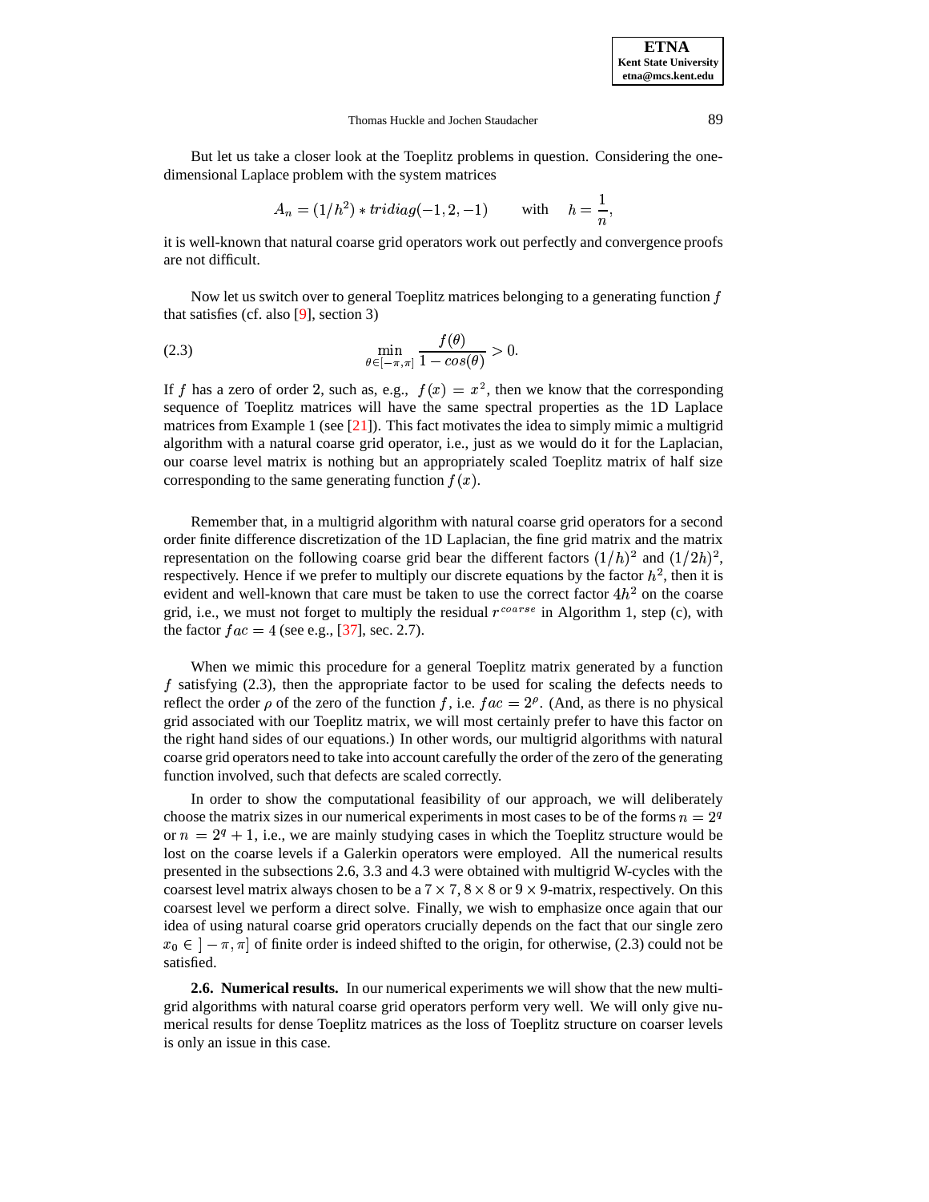But let us take a closer look at the Toeplitz problems in question. Considering the one-dimensional Laplace problem with the system matrices

$$A_n = (1/h^2) * tridiag(-1, 2, -1) \qquad \text{with} \quad h = \frac{1}{n},$$

it is well-known that natural coarse grid operators work out perfectly and convergence proofs are not difficult.

Now let us switch over to general Toeplitz matrices belonging to a generating function $f$ that satisfies (cf. also [9], section 3)

$$\min_{\theta \in [-\pi,\pi]} \frac{f(\theta)}{1 - cos(\theta)} > 0. \tag{2.3}$$

If $f$ has a zero of order 2, such as, e.g., $f(x) = x^2$, then we know that the corresponding sequence of Toeplitz matrices will have the same spectral properties as the 1D Laplace matrices from Example 1 (see [21]). This fact motivates the idea to simply mimic a multigrid algorithm with a natural coarse grid operator, i.e., just as we would do it for the Laplacian, our coarse level matrix is nothing but an appropriately scaled Toeplitz matrix of half size corresponding to the same generating function $f(x)$.

Remember that, in a multigrid algorithm with natural coarse grid operators for a second order finite difference discretization of the 1D Laplacian, the fine grid matrix and the matrix representation on the following coarse grid bear the different factors $(1/h)^2$ and $(1/2h)^2$, respectively. Hence if we prefer to multiply our discrete equations by the factor $h^2$, then it is evident and well-known that care must be taken to use the correct factor $4h^2$ on the coarse grid, i.e., we must not forget to multiply the residual $r^{coarse}$ in Algorithm 1, step (c), with the factor $fac = 4$ (see e.g., [37], sec. 2.7).

When we mimic this procedure for a general Toeplitz matrix generated by a function $f$ satisfying (2.3), then the appropriate factor to be used for scaling the defects needs to reflect the order $\rho$ of the zero of the function $f$, i.e. $fac = 2^\rho$. (And, as there is no physical grid associated with our Toeplitz matrix, we will most certainly prefer to have this factor on the right hand sides of our equations.) In other words, our multigrid algorithms with natural coarse grid operators need to take into account carefully the order of the zero of the generating function involved, such that defects are scaled correctly.

In order to show the computational feasibility of our approach, we will deliberately choose the matrix sizes in our numerical experiments in most cases to be of the forms $n = 2^q$ or $n = 2^q + 1$, i.e., we are mainly studying cases in which the Toeplitz structure would be lost on the coarse levels if a Galerkin operators were employed. All the numerical results presented in the subsections 2.6, 3.3 and 4.3 were obtained with multigrid W-cycles with the coarsest level matrix always chosen to be a $7 \times 7$, $8 \times 8$ or $9 \times 9$-matrix, respectively. On this coarsest level we perform a direct solve. Finally, we wish to emphasize once again that our idea of using natural coarse grid operators crucially depends on the fact that our single zero $x_0 \in \,]-\pi, \pi]$ of finite order is indeed shifted to the origin, for otherwise, (2.3) could not be satisfied.

**2.6. Numerical results.** In our numerical experiments we will show that the new multigrid algorithms with natural coarse grid operators perform very well. We will only give numerical results for dense Toeplitz matrices as the loss of Toeplitz structure on coarser levels is only an issue in this case.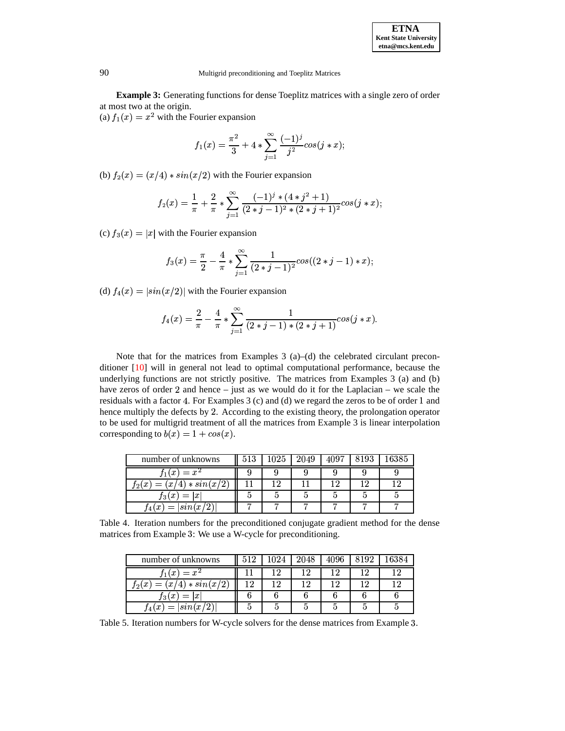**Example 3:** Generating functions for dense Toeplitz matrices with a single zero of order at most two at the origin.
(a) $f_1(x) = x^2$ with the Fourier expansion

$$f_1(x) = \frac{\pi^2}{3} + 4 * \sum_{j=1}^{\infty} \frac{(-1)^j}{j^2} cos(j * x);$$

(b) $f_2(x) = (x/4) * sin(x/2)$ with the Fourier expansion

$$f_2(x) = \frac{1}{\pi} + \frac{2}{\pi} * \sum_{j=1}^{\infty} \frac{(-1)^j * (4 * j^2 + 1)}{(2 * j - 1)^2 * (2 * j + 1)^2} cos(j * x);$$

(c) $f_3(x) = |x|$ with the Fourier expansion

$$f_3(x) = \frac{\pi}{2} - \frac{4}{\pi} * \sum_{j=1}^{\infty} \frac{1}{(2 * j - 1)^2} cos((2 * j - 1) * x);$$

(d) $f_4(x) = |sin(x/2)|$ with the Fourier expansion

$$f_4(x) = \frac{2}{\pi} - \frac{4}{\pi} * \sum_{j=1}^{\infty} \frac{1}{(2 * j - 1) * (2 * j + 1)} cos(j * x).$$

Note that for the matrices from Examples 3 (a)–(d) the celebrated circulant preconditioner [10] will in general not lead to optimal computational performance, because the underlying functions are not strictly positive. The matrices from Examples 3 (a) and (b) have zeros of order 2 and hence – just as we would do it for the Laplacian – we scale the residuals with a factor 4. For Examples 3 (c) and (d) we regard the zeros to be of order 1 and hence multiply the defects by 2. According to the existing theory, the prolongation operator to be used for multigrid treatment of all the matrices from Example 3 is linear interpolation corresponding to $b(x) = 1 + cos(x)$.

| number of unknowns | 513 | 1025 | 2049 | 4097 | 8193 | 16385 |
|---|---|---|---|---|---|---|
| $f_1(x) = x^2$ | 9 | 9 | 9 | 9 | 9 | 9 |
| $f_2(x) = (x/4) * sin(x/2)$ | 11 | 12 | 11 | 12 | 12 | 12 |
| $f_3(x) = \|x\|$ | 5 | 5 | 5 | 5 | 5 | 5 |
| $f_4(x) = \|sin(x/2)\|$ | 7 | 7 | 7 | 7 | 7 | 7 |

Table 4. Iteration numbers for the preconditioned conjugate gradient method for the dense matrices from Example 3: We use a W-cycle for preconditioning.

| number of unknowns | 512 | 1024 | 2048 | 4096 | 8192 | 16384 |
|---|---|---|---|---|---|---|
| $f_1(x) = x^2$ | 11 | 12 | 12 | 12 | 12 | 12 |
| $f_2(x) = (x/4) * sin(x/2)$ | 12 | 12 | 12 | 12 | 12 | 12 |
| $f_3(x) = \|x\|$ | 6 | 6 | 6 | 6 | 6 | 6 |
| $f_4(x) = \|sin(x/2)\|$ | 5 | 5 | 5 | 5 | 5 | 5 |

Table 5. Iteration numbers for W-cycle solvers for the dense matrices from Example 3.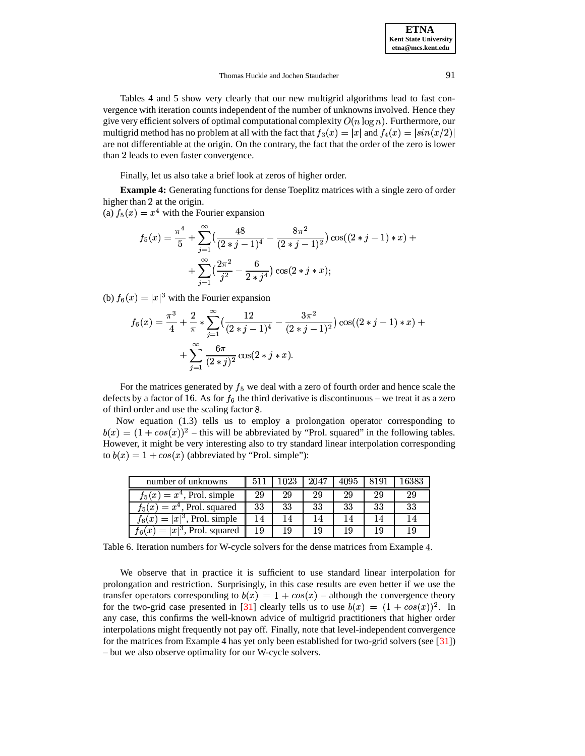Tables 4 and 5 show very clearly that our new multigrid algorithms lead to fast convergence with iteration counts independent of the number of unknowns involved. Hence they give very efficient solvers of optimal computational complexity $O(n \log n)$. Furthermore, our multigrid method has no problem at all with the fact that $f_3(x) = |x|$ and $f_4(x) = |sin(x/2)|$ are not differentiable at the origin. On the contrary, the fact that the order of the zero is lower than 2 leads to even faster convergence.

Finally, let us also take a brief look at zeros of higher order.

**Example 4:** Generating functions for dense Toeplitz matrices with a single zero of order higher than 2 at the origin.
(a) $f_5(x) = x^4$ with the Fourier expansion

$$f_5(x) = \frac{\pi^4}{5} + \sum_{j=1}^{\infty} \left(\frac{48}{(2*j-1)^4} - \frac{8\pi^2}{(2*j-1)^2}\right) \cos((2*j-1)*x) + \\ + \sum_{j=1}^{\infty} \left(\frac{2\pi^2}{j^2} - \frac{6}{2*j^4}\right) \cos(2*j*x);$$

(b) $f_6(x) = |x|^3$ with the Fourier expansion

$$f_6(x) = \frac{\pi^3}{4} + \frac{2}{\pi} * \sum_{j=1}^{\infty} \left(\frac{12}{(2*j-1)^4} - \frac{3\pi^2}{(2*j-1)^2}\right) \cos((2*j-1)*x) + \\ + \sum_{j=1}^{\infty} \frac{6\pi}{(2*j)^2} \cos(2*j*x).$$

For the matrices generated by $f_5$ we deal with a zero of fourth order and hence scale the defects by a factor of 16. As for $f_6$ the third derivative is discontinuous – we treat it as a zero of third order and use the scaling factor 8.

Now equation (1.3) tells us to employ a prolongation operator corresponding to $b(x) = (1 + cos(x))^2$ – this will be abbreviated by "Prol. squared" in the following tables. However, it might be very interesting also to try standard linear interpolation corresponding to $b(x) = 1 + cos(x)$ (abbreviated by "Prol. simple"):

| number of unknowns | 511 | 1023 | 2047 | 4095 | 8191 | 16383 |
|---|---|---|---|---|---|---|
| $f_5(x) = x^4$, Prol. simple | 29 | 29 | 29 | 29 | 29 | 29 |
| $f_5(x) = x^4$, Prol. squared | 33 | 33 | 33 | 33 | 33 | 33 |
| $f_6(x) = \|x\|^3$, Prol. simple | 14 | 14 | 14 | 14 | 14 | 14 |
| $f_6(x) = \|x\|^3$, Prol. squared | 19 | 19 | 19 | 19 | 19 | 19 |

Table 6. Iteration numbers for W-cycle solvers for the dense matrices from Example 4.

We observe that in practice it is sufficient to use standard linear interpolation for prolongation and restriction. Surprisingly, in this case results are even better if we use the transfer operators corresponding to $b(x) = 1 + cos(x)$ – although the convergence theory for the two-grid case presented in [31] clearly tells us to use $b(x) = (1 + cos(x))^2$. In any case, this confirms the well-known advice of multigrid practitioners that higher order interpolations might frequently not pay off. Finally, note that level-independent convergence for the matrices from Example 4 has yet only been established for two-grid solvers (see [31]) – but we also observe optimality for our W-cycle solvers.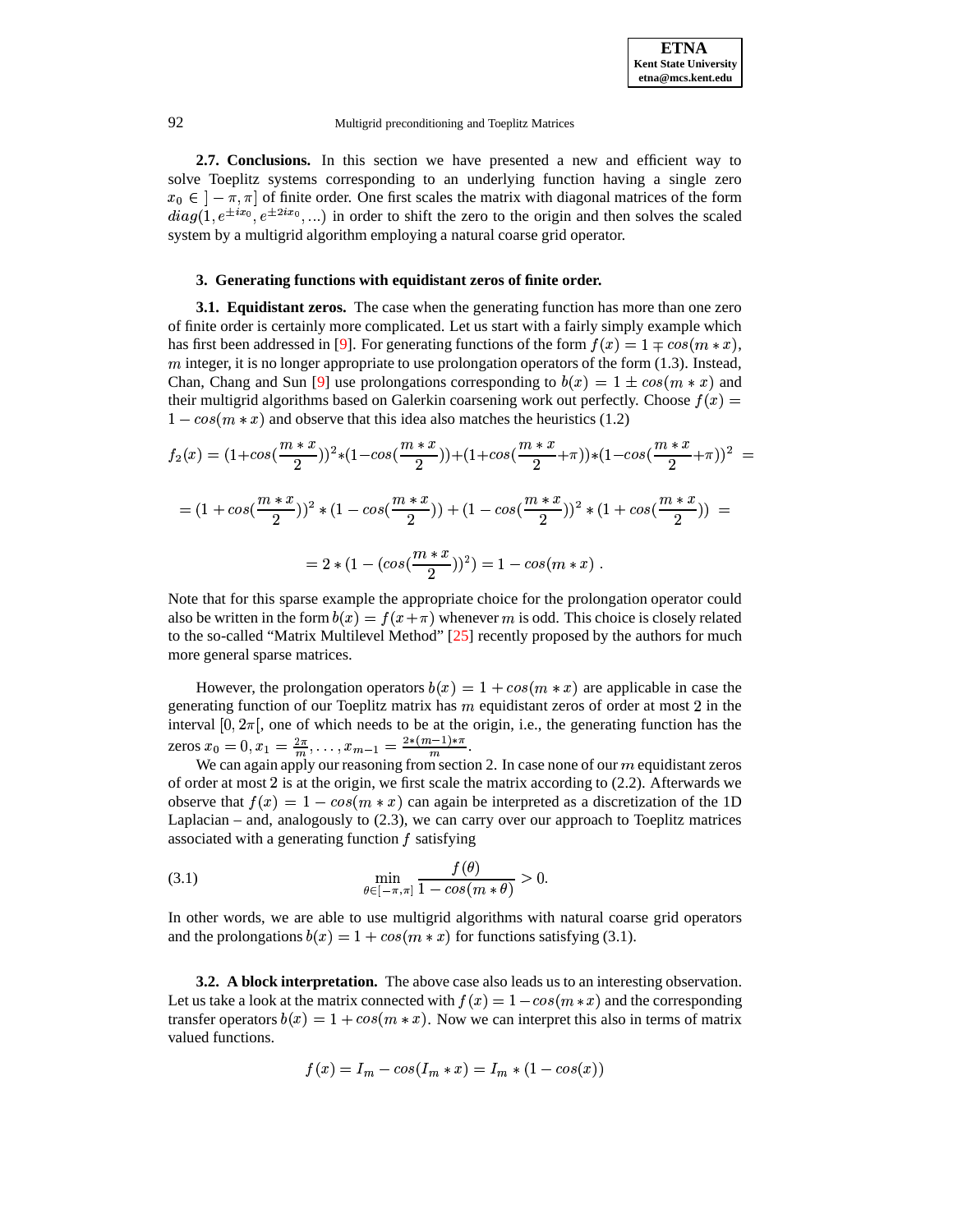**2.7. Conclusions.** In this section we have presented a new and efficient way to solve Toeplitz systems corresponding to an underlying function having a single zero $x_0 \in ]-\pi, \pi]$ of finite order. One first scales the matrix with diagonal matrices of the form $diag(1, e^{\pm ix_0}, e^{\pm 2ix_0}, ...)$ in order to shift the zero to the origin and then solves the scaled system by a multigrid algorithm employing a natural coarse grid operator.

## 3. Generating functions with equidistant zeros of finite order.

**3.1. Equidistant zeros.** The case when the generating function has more than one zero of finite order is certainly more complicated. Let us start with a fairly simply example which has first been addressed in [9]. For generating functions of the form $f(x) = 1 \mp cos(m*x)$, $m$ integer, it is no longer appropriate to use prolongation operators of the form (1.3). Instead, Chan, Chang and Sun [9] use prolongations corresponding to $b(x) = 1 \pm cos(m*x)$ and their multigrid algorithms based on Galerkin coarsening work out perfectly. Choose $f(x) = 1 - cos(m*x)$ and observe that this idea also matches the heuristics (1.2)

$$f_2(x) = (1+cos(\frac{m*x}{2}))^2*(1-cos(\frac{m*x}{2}))+(1+cos(\frac{m*x}{2}+\pi))*(1-cos(\frac{m*x}{2}+\pi))^2 =$$

$$= (1+cos(\frac{m*x}{2}))^2*(1-cos(\frac{m*x}{2}))+(1-cos(\frac{m*x}{2}))^2*(1+cos(\frac{m*x}{2})) =$$

$$= 2*(1-(cos(\frac{m*x}{2}))^2) = 1-cos(m*x)\ .$$

Note that for this sparse example the appropriate choice for the prolongation operator could also be written in the form $b(x) = f(x+\pi)$ whenever $m$ is odd. This choice is closely related to the so-called "Matrix Multilevel Method" [25] recently proposed by the authors for much more general sparse matrices.

However, the prolongation operators $b(x) = 1 + cos(m*x)$ are applicable in case the generating function of our Toeplitz matrix has $m$ equidistant zeros of order at most 2 in the interval $[0, 2\pi[$, one of which needs to be at the origin, i.e., the generating function has the zeros $x_0 = 0, x_1 = \frac{2\pi}{m}, \ldots, x_{m-1} = \frac{2*(m-1)*\pi}{m}$.

We can again apply our reasoning from section 2. In case none of our $m$ equidistant zeros of order at most 2 is at the origin, we first scale the matrix according to (2.2). Afterwards we observe that $f(x) = 1 - cos(m*x)$ can again be interpreted as a discretization of the 1D Laplacian – and, analogously to (2.3), we can carry over our approach to Toeplitz matrices associated with a generating function $f$ satisfying

$$\min_{\theta\in[-\pi,\pi]} \frac{f(\theta)}{1-cos(m*\theta)} > 0. \tag{3.1}$$

In other words, we are able to use multigrid algorithms with natural coarse grid operators and the prolongations $b(x) = 1 + cos(m*x)$ for functions satisfying (3.1).

**3.2. A block interpretation.** The above case also leads us to an interesting observation. Let us take a look at the matrix connected with $f(x) = 1 - cos(m*x)$ and the corresponding transfer operators $b(x) = 1 + cos(m*x)$. Now we can interpret this also in terms of matrix valued functions.

$$f(x) = I_m - cos(I_m * x) = I_m * (1 - cos(x))$$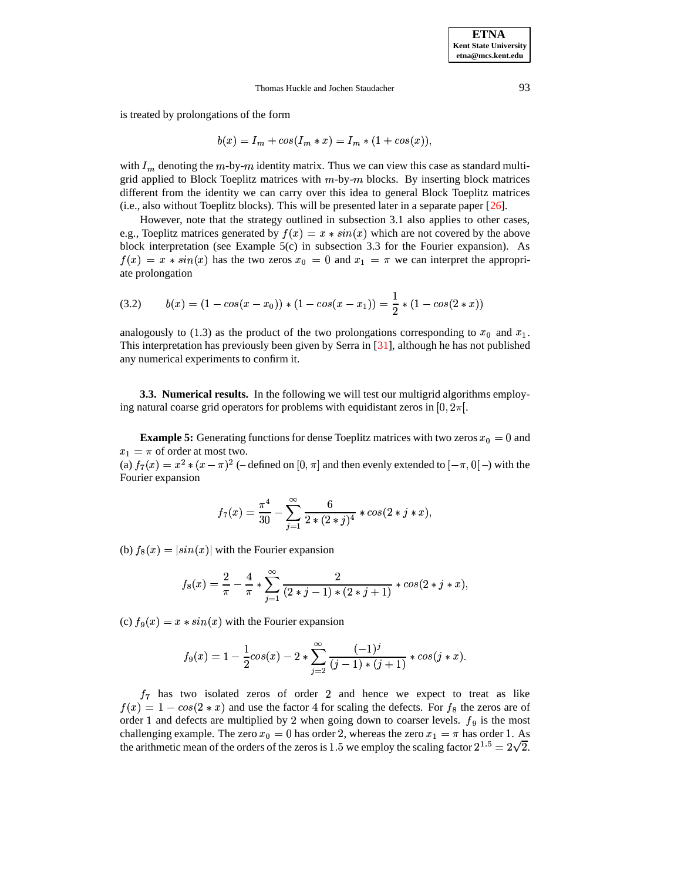is treated by prolongations of the form

$$b(x) = I_m + cos(I_m * x) = I_m * (1 + cos(x)),$$

with $I_m$ denoting the $m$-by-$m$ identity matrix. Thus we can view this case as standard multigrid applied to Block Toeplitz matrices with $m$-by-$m$ blocks. By inserting block matrices different from the identity we can carry over this idea to general Block Toeplitz matrices (i.e., also without Toeplitz blocks). This will be presented later in a separate paper [26].

However, note that the strategy outlined in subsection 3.1 also applies to other cases, e.g., Toeplitz matrices generated by $f(x) = x * sin(x)$ which are not covered by the above block interpretation (see Example 5(c) in subsection 3.3 for the Fourier expansion). As $f(x) = x * sin(x)$ has the two zeros $x_0 = 0$ and $x_1 = \pi$ we can interpret the appropriate prolongation

$$b(x) = (1 - cos(x - x_0)) * (1 - cos(x - x_1)) = \frac{1}{2} * (1 - cos(2 * x)) \tag{3.2}$$

analogously to (1.3) as the product of the two prolongations corresponding to $x_0$ and $x_1$. This interpretation has previously been given by Serra in [31], although he has not published any numerical experiments to confirm it.

**3.3. Numerical results.** In the following we will test our multigrid algorithms employing natural coarse grid operators for problems with equidistant zeros in $[0, 2\pi[$.

**Example 5:** Generating functions for dense Toeplitz matrices with two zeros $x_0 = 0$ and $x_1 = \pi$ of order at most two.
(a) $f_7(x) = x^2 * (x - \pi)^2$ (– defined on $[0, \pi]$ and then evenly extended to $[-\pi, 0[$ –) with the Fourier expansion

$$f_7(x) = \frac{\pi^4}{30} - \sum_{j=1}^{\infty} \frac{6}{2 * (2 * j)^4} * cos(2 * j * x),$$

(b) $f_8(x) = |sin(x)|$ with the Fourier expansion

$$f_8(x) = \frac{2}{\pi} - \frac{4}{\pi} * \sum_{j=1}^{\infty} \frac{2}{(2 * j - 1) * (2 * j + 1)} * cos(2 * j * x),$$

(c) $f_9(x) = x * sin(x)$ with the Fourier expansion

$$f_9(x) = 1 - \frac{1}{2} cos(x) - 2 * \sum_{j=2}^{\infty} \frac{(-1)^j}{(j - 1) * (j + 1)} * cos(j * x).$$

$f_7$ has two isolated zeros of order $2$ and hence we expect to treat as like $f(x) = 1 - cos(2 * x)$ and use the factor $4$ for scaling the defects. For $f_8$ the zeros are of order $1$ and defects are multiplied by $2$ when going down to coarser levels. $f_9$ is the most challenging example. The zero $x_0 = 0$ has order $2$, whereas the zero $x_1 = \pi$ has order $1$. As the arithmetic mean of the orders of the zeros is $1.5$ we employ the scaling factor $2^{1.5} = 2\sqrt{2}$.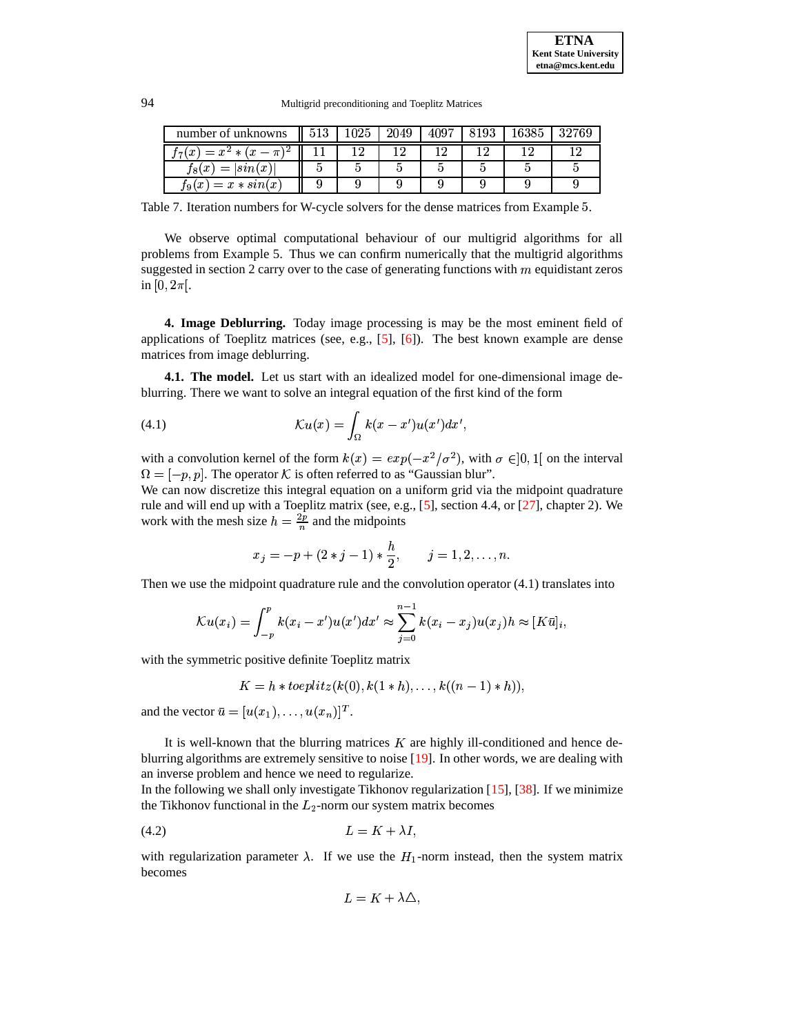| number of unknowns | 513 | 1025 | 2049 | 4097 | 8193 | 16385 | 32769 |
|---|---|---|---|---|---|---|---|
| $f_7(x) = x^2 * (x - \pi)^2$ | 11 | 12 | 12 | 12 | 12 | 12 | 12 |
| $f_8(x) = \lvert sin(x) \rvert$ | 5 | 5 | 5 | 5 | 5 | 5 | 5 |
| $f_9(x) = x * sin(x)$ | 9 | 9 | 9 | 9 | 9 | 9 | 9 |

Table 7. Iteration numbers for W-cycle solvers for the dense matrices from Example 5.

We observe optimal computational behaviour of our multigrid algorithms for all problems from Example 5. Thus we can confirm numerically that the multigrid algorithms suggested in section 2 carry over to the case of generating functions with $m$ equidistant zeros in $[0, 2\pi[$.

## 4. Image Deblurring.

Today image processing is may be the most eminent field of applications of Toeplitz matrices (see, e.g., [5], [6]). The best known example are dense matrices from image deblurring.

### 4.1. The model.

Let us start with an idealized model for one-dimensional image deblurring. There we want to solve an integral equation of the first kind of the form

$$\mathcal{K}u(x) = \int_{\Omega} k(x - x')u(x')dx', \tag{4.1}$$

with a convolution kernel of the form $k(x) = exp(-x^2/\sigma^2)$, with $\sigma \in ]0,1[$ on the interval $\Omega = [-p, p]$. The operator $\mathcal{K}$ is often referred to as "Gaussian blur".

We can now discretize this integral equation on a uniform grid via the midpoint quadrature rule and will end up with a Toeplitz matrix (see, e.g., [5], section 4.4, or [27], chapter 2). We work with the mesh size $h = \frac{2p}{n}$ and the midpoints

$$x_j = -p + (2 * j - 1) * \frac{h}{2}, \qquad j = 1, 2, \ldots, n.$$

Then we use the midpoint quadrature rule and the convolution operator (4.1) translates into

$$\mathcal{K}u(x_i) = \int_{-p}^{p} k(x_i - x')u(x')dx' \approx \sum_{j=0}^{n-1} k(x_i - x_j)u(x_j)h \approx [K\bar{u}]_i,$$

with the symmetric positive definite Toeplitz matrix

$$K = h * toeplitz(k(0), k(1 * h), \ldots, k((n-1) * h)),$$

and the vector $\bar{u} = [u(x_1), \ldots, u(x_n)]^T$.

It is well-known that the blurring matrices $K$ are highly ill-conditioned and hence deblurring algorithms are extremely sensitive to noise [19]. In other words, we are dealing with an inverse problem and hence we need to regularize.

In the following we shall only investigate Tikhonov regularization [15], [38]. If we minimize the Tikhonov functional in the $L_2$-norm our system matrix becomes

$$L = K + \lambda I, \tag{4.2}$$

with regularization parameter $\lambda$. If we use the $H_1$-norm instead, then the system matrix becomes

$$L = K + \lambda \triangle,$$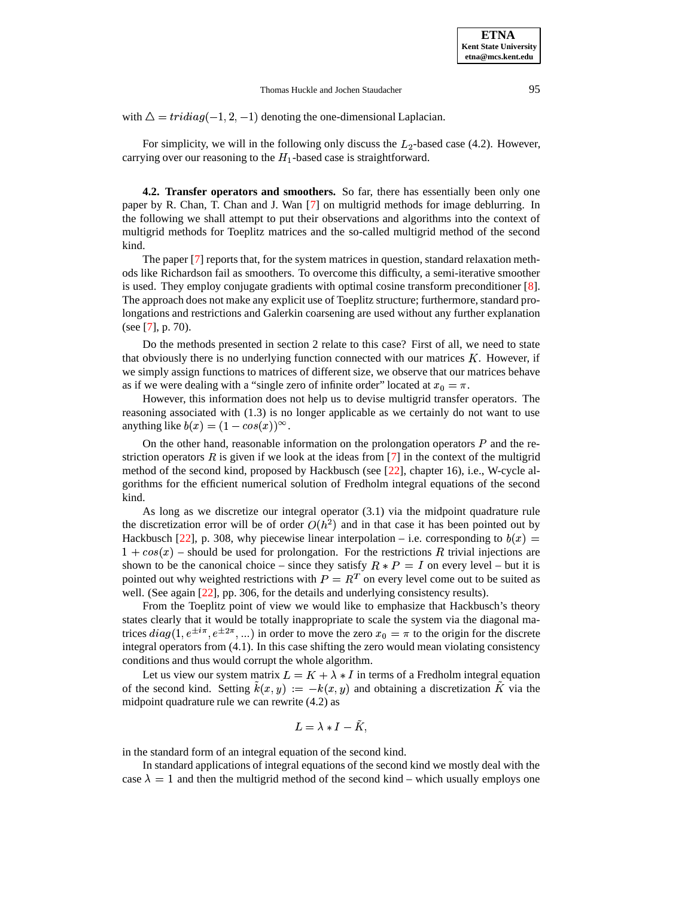with $\triangle = tridiag(-1, 2, -1)$ denoting the one-dimensional Laplacian.

For simplicity, we will in the following only discuss the $L_2$-based case (4.2). However, carrying over our reasoning to the $H_1$-based case is straightforward.

**4.2. Transfer operators and smoothers.** So far, there has essentially been only one paper by R. Chan, T. Chan and J. Wan [7] on multigrid methods for image deblurring. In the following we shall attempt to put their observations and algorithms into the context of multigrid methods for Toeplitz matrices and the so-called multigrid method of the second kind.

The paper [7] reports that, for the system matrices in question, standard relaxation methods like Richardson fail as smoothers. To overcome this difficulty, a semi-iterative smoother is used. They employ conjugate gradients with optimal cosine transform preconditioner [8]. The approach does not make any explicit use of Toeplitz structure; furthermore, standard prolongations and restrictions and Galerkin coarsening are used without any further explanation (see [7], p. 70).

Do the methods presented in section 2 relate to this case? First of all, we need to state that obviously there is no underlying function connected with our matrices $K$. However, if we simply assign functions to matrices of different size, we observe that our matrices behave as if we were dealing with a "single zero of infinite order" located at $x_0 = \pi$.

However, this information does not help us to devise multigrid transfer operators. The reasoning associated with (1.3) is no longer applicable as we certainly do not want to use anything like $b(x) = (1 - cos(x))^{\infty}$.

On the other hand, reasonable information on the prolongation operators $P$ and the restriction operators $R$ is given if we look at the ideas from [7] in the context of the multigrid method of the second kind, proposed by Hackbusch (see [22], chapter 16), i.e., W-cycle algorithms for the efficient numerical solution of Fredholm integral equations of the second kind.

As long as we discretize our integral operator (3.1) via the midpoint quadrature rule the discretization error will be of order $O(h^2)$ and in that case it has been pointed out by Hackbusch [22], p. 308, why piecewise linear interpolation – i.e. corresponding to $b(x) = 1 + cos(x)$ – should be used for prolongation. For the restrictions $R$ trivial injections are shown to be the canonical choice – since they satisfy $R * P = I$ on every level – but it is pointed out why weighted restrictions with $P = R^T$ on every level come out to be suited as well. (See again [22], pp. 306, for the details and underlying consistency results).

From the Toeplitz point of view we would like to emphasize that Hackbusch's theory states clearly that it would be totally inappropriate to scale the system via the diagonal matrices $diag(1, e^{\pm i\pi}, e^{\pm 2\pi}, ...)$ in order to move the zero $x_0 = \pi$ to the origin for the discrete integral operators from (4.1). In this case shifting the zero would mean violating consistency conditions and thus would corrupt the whole algorithm.

Let us view our system matrix $L = K + \lambda * I$ in terms of a Fredholm integral equation of the second kind. Setting $\tilde{k}(x, y) := -k(x, y)$ and obtaining a discretization $\tilde{K}$ via the midpoint quadrature rule we can rewrite (4.2) as

$$L = \lambda * I - \tilde{K},$$

in the standard form of an integral equation of the second kind.

In standard applications of integral equations of the second kind we mostly deal with the case $\lambda = 1$ and then the multigrid method of the second kind – which usually employs one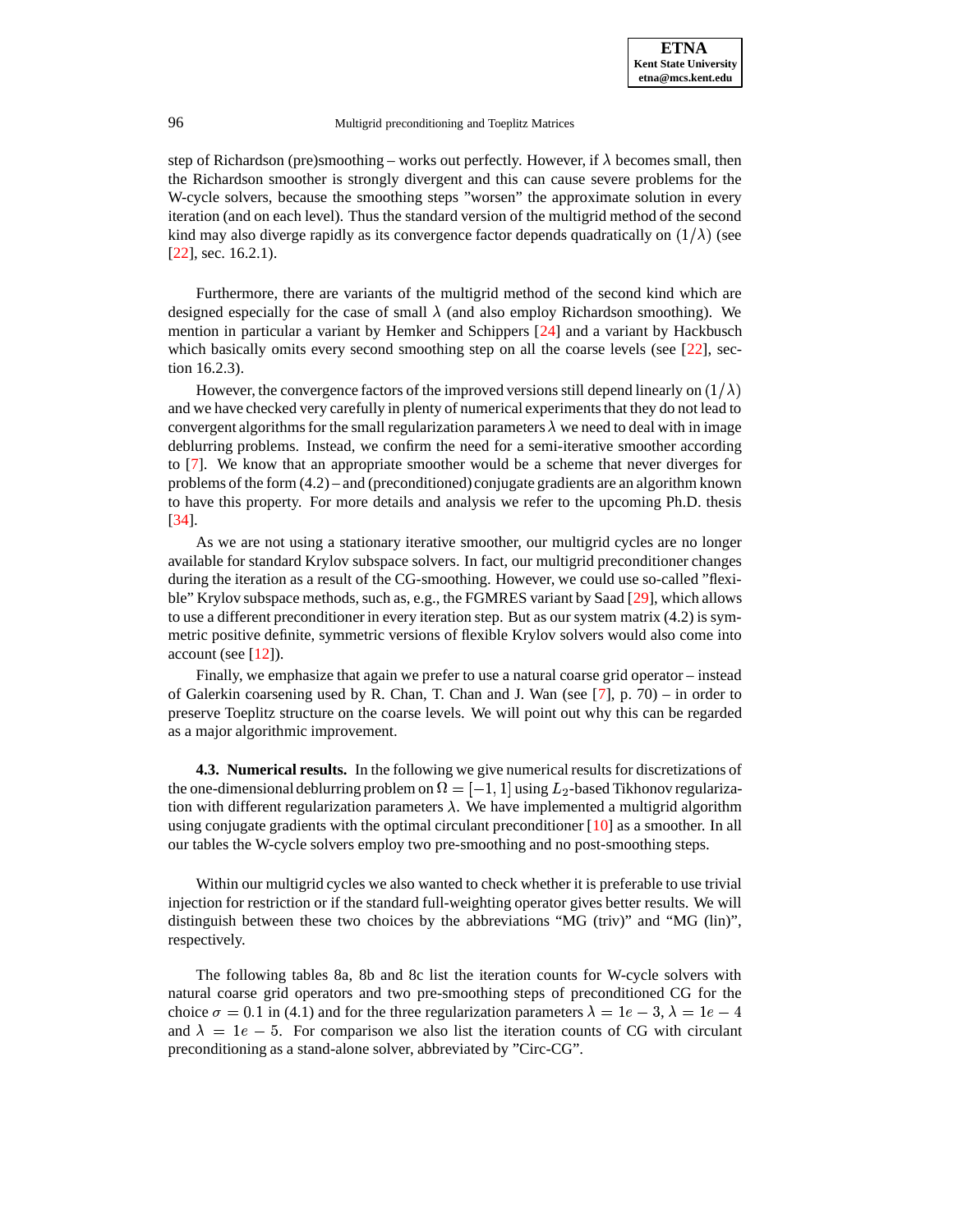step of Richardson (pre)smoothing – works out perfectly. However, if $\lambda$ becomes small, then the Richardson smoother is strongly divergent and this can cause severe problems for the W-cycle solvers, because the smoothing steps "worsen" the approximate solution in every iteration (and on each level). Thus the standard version of the multigrid method of the second kind may also diverge rapidly as its convergence factor depends quadratically on $(1/\lambda)$ (see [22], sec. 16.2.1).

Furthermore, there are variants of the multigrid method of the second kind which are designed especially for the case of small $\lambda$ (and also employ Richardson smoothing). We mention in particular a variant by Hemker and Schippers [24] and a variant by Hackbusch which basically omits every second smoothing step on all the coarse levels (see [22], section 16.2.3).

However, the convergence factors of the improved versions still depend linearly on $(1/\lambda)$ and we have checked very carefully in plenty of numerical experiments that they do not lead to convergent algorithms for the small regularization parameters $\lambda$ we need to deal with in image deblurring problems. Instead, we confirm the need for a semi-iterative smoother according to [7]. We know that an appropriate smoother would be a scheme that never diverges for problems of the form (4.2) – and (preconditioned) conjugate gradients are an algorithm known to have this property. For more details and analysis we refer to the upcoming Ph.D. thesis [34].

As we are not using a stationary iterative smoother, our multigrid cycles are no longer available for standard Krylov subspace solvers. In fact, our multigrid preconditioner changes during the iteration as a result of the CG-smoothing. However, we could use so-called "flexible" Krylov subspace methods, such as, e.g., the FGMRES variant by Saad [29], which allows to use a different preconditioner in every iteration step. But as our system matrix (4.2) is symmetric positive definite, symmetric versions of flexible Krylov solvers would also come into account (see [12]).

Finally, we emphasize that again we prefer to use a natural coarse grid operator – instead of Galerkin coarsening used by R. Chan, T. Chan and J. Wan (see [7], p. 70) – in order to preserve Toeplitz structure on the coarse levels. We will point out why this can be regarded as a major algorithmic improvement.

**4.3. Numerical results.** In the following we give numerical results for discretizations of the one-dimensional deblurring problem on $\Omega = [-1, 1]$ using $L_2$-based Tikhonov regularization with different regularization parameters $\lambda$. We have implemented a multigrid algorithm using conjugate gradients with the optimal circulant preconditioner [10] as a smoother. In all our tables the W-cycle solvers employ two pre-smoothing and no post-smoothing steps.

Within our multigrid cycles we also wanted to check whether it is preferable to use trivial injection for restriction or if the standard full-weighting operator gives better results. We will distinguish between these two choices by the abbreviations "MG (triv)" and "MG (lin)", respectively.

The following tables 8a, 8b and 8c list the iteration counts for W-cycle solvers with natural coarse grid operators and two pre-smoothing steps of preconditioned CG for the choice $\sigma = 0.1$ in (4.1) and for the three regularization parameters $\lambda = 1e-3$, $\lambda = 1e-4$ and $\lambda = 1e-5$. For comparison we also list the iteration counts of CG with circulant preconditioning as a stand-alone solver, abbreviated by "Circ-CG".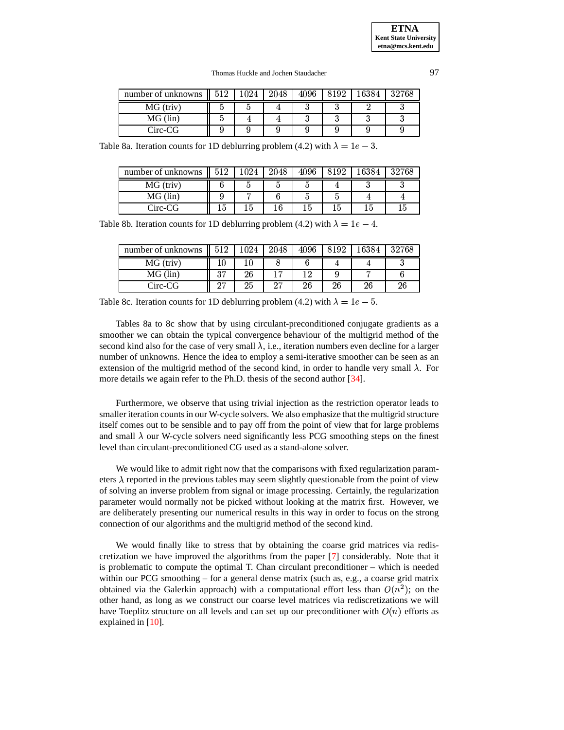| number of unknowns | 512 | 1024 | 2048 | 4096 | 8192 | 16384 | 32768 |
|---|---|---|---|---|---|---|---|
| MG (triv) | 5 | 5 | 4 | 3 | 3 | 2 | 3 |
| MG (lin) | 5 | 4 | 4 | 3 | 3 | 3 | 3 |
| Circ-CG | 9 | 9 | 9 | 9 | 9 | 9 | 9 |

Table 8a. Iteration counts for 1D deblurring problem (4.2) with $\lambda = 1e-3$.

| number of unknowns | 512 | 1024 | 2048 | 4096 | 8192 | 16384 | 32768 |
|---|---|---|---|---|---|---|---|
| MG (triv) | 6 | 5 | 5 | 5 | 4 | 3 | 3 |
| MG (lin) | 9 | 7 | 6 | 5 | 5 | 4 | 4 |
| Circ-CG | 15 | 15 | 16 | 15 | 15 | 15 | 15 |

Table 8b. Iteration counts for 1D deblurring problem (4.2) with $\lambda = 1e-4$.

| number of unknowns | 512 | 1024 | 2048 | 4096 | 8192 | 16384 | 32768 |
|---|---|---|---|---|---|---|---|
| MG (triv) | 10 | 10 | 8 | 6 | 4 | 4 | 3 |
| MG (lin) | 37 | 26 | 17 | 12 | 9 | 7 | 6 |
| Circ-CG | 27 | 25 | 27 | 26 | 26 | 26 | 26 |

Table 8c. Iteration counts for 1D deblurring problem (4.2) with $\lambda = 1e-5$.

Tables 8a to 8c show that by using circulant-preconditioned conjugate gradients as a smoother we can obtain the typical convergence behaviour of the multigrid method of the second kind also for the case of very small $\lambda$, i.e., iteration numbers even decline for a larger number of unknowns. Hence the idea to employ a semi-iterative smoother can be seen as an extension of the multigrid method of the second kind, in order to handle very small $\lambda$. For more details we again refer to the Ph.D. thesis of the second author [34].

Furthermore, we observe that using trivial injection as the restriction operator leads to smaller iteration counts in our W-cycle solvers. We also emphasize that the multigrid structure itself comes out to be sensible and to pay off from the point of view that for large problems and small $\lambda$ our W-cycle solvers need significantly less PCG smoothing steps on the finest level than circulant-preconditioned CG used as a stand-alone solver.

We would like to admit right now that the comparisons with fixed regularization parameters $\lambda$ reported in the previous tables may seem slightly questionable from the point of view of solving an inverse problem from signal or image processing. Certainly, the regularization parameter would normally not be picked without looking at the matrix first. However, we are deliberately presenting our numerical results in this way in order to focus on the strong connection of our algorithms and the multigrid method of the second kind.

We would finally like to stress that by obtaining the coarse grid matrices via rediscretization we have improved the algorithms from the paper [7] considerably. Note that it is problematic to compute the optimal T. Chan circulant preconditioner – which is needed within our PCG smoothing – for a general dense matrix (such as, e.g., a coarse grid matrix obtained via the Galerkin approach) with a computational effort less than $O(n^2)$; on the other hand, as long as we construct our coarse level matrices via rediscretizations we will have Toeplitz structure on all levels and can set up our preconditioner with $O(n)$ efforts as explained in [10].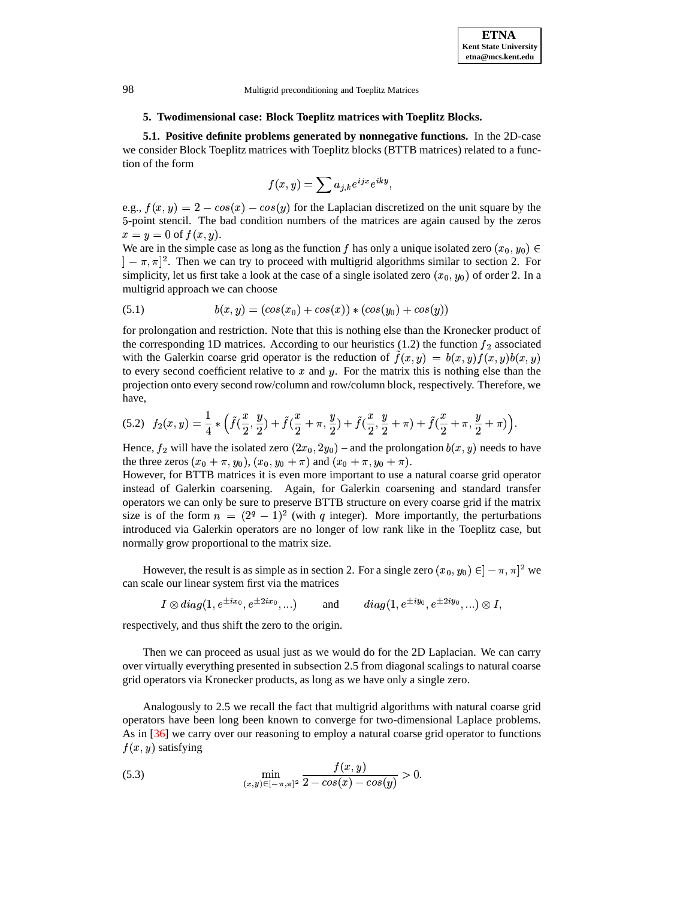## 5. Twodimensional case: Block Toeplitz matrices with Toeplitz Blocks.

**5.1. Positive definite problems generated by nonnegative functions.** In the 2D-case we consider Block Toeplitz matrices with Toeplitz blocks (BTTB matrices) related to a function of the form

$$f(x, y) = \sum a_{j,k} e^{ijx} e^{iky},$$

e.g., $f(x, y) = 2 - cos(x) - cos(y)$ for the Laplacian discretized on the unit square by the 5-point stencil. The bad condition numbers of the matrices are again caused by the zeros $x = y = 0$ of $f(x, y)$.
We are in the simple case as long as the function $f$ has only a unique isolated zero $(x_0, y_0) \in ]-\pi, \pi]^2$. Then we can try to proceed with multigrid algorithms similar to section 2. For simplicity, let us first take a look at the case of a single isolated zero $(x_0, y_0)$ of order 2. In a multigrid approach we can choose

$$b(x, y) = (cos(x_0) + cos(x)) * (cos(y_0) + cos(y)) \tag{5.1}$$

for prolongation and restriction. Note that this is nothing else than the Kronecker product of the corresponding 1D matrices. According to our heuristics (1.2) the function $f_2$ associated with the Galerkin coarse grid operator is the reduction of $\tilde{f}(x, y) = b(x, y) f(x, y) b(x, y)$ to every second coefficient relative to $x$ and $y$. For the matrix this is nothing else than the projection onto every second row/column and row/column block, respectively. Therefore, we have,

$$f_2(x, y) = \frac{1}{4} * \Big(\tilde{f}(\frac{x}{2}, \frac{y}{2}) + \tilde{f}(\frac{x}{2} + \pi, \frac{y}{2}) + \tilde{f}(\frac{x}{2}, \frac{y}{2} + \pi) + \tilde{f}(\frac{x}{2} + \pi, \frac{y}{2} + \pi)\Big). \tag{5.2}$$

Hence, $f_2$ will have the isolated zero $(2x_0, 2y_0)$ – and the prolongation $b(x, y)$ needs to have the three zeros $(x_0 + \pi, y_0)$, $(x_0, y_0 + \pi)$ and $(x_0 + \pi, y_0 + \pi)$.
However, for BTTB matrices it is even more important to use a natural coarse grid operator instead of Galerkin coarsening. Again, for Galerkin coarsening and standard transfer operators we can only be sure to preserve BTTB structure on every coarse grid if the matrix size is of the form $n = (2^q - 1)^2$ (with $q$ integer). More importantly, the perturbations introduced via Galerkin operators are no longer of low rank like in the Toeplitz case, but normally grow proportional to the matrix size.

However, the result is as simple as in section 2. For a single zero $(x_0, y_0) \in ]-\pi, \pi]^2$ we can scale our linear system first via the matrices

$$I \otimes diag(1, e^{\pm ix_0}, e^{\pm 2ix_0}, ...) \qquad \text{and} \qquad diag(1, e^{\pm iy_0}, e^{\pm 2iy_0}, ...) \otimes I,$$

respectively, and thus shift the zero to the origin.

Then we can proceed as usual just as we would do for the 2D Laplacian. We can carry over virtually everything presented in subsection 2.5 from diagonal scalings to natural coarse grid operators via Kronecker products, as long as we have only a single zero.

Analogously to 2.5 we recall the fact that multigrid algorithms with natural coarse grid operators have been long been known to converge for two-dimensional Laplace problems. As in [36] we carry over our reasoning to employ a natural coarse grid operator to functions $f(x, y)$ satisfying

$$\min_{(x,y) \in [-\pi,\pi]^2} \frac{f(x, y)}{2 - cos(x) - cos(y)} > 0. \tag{5.3}$$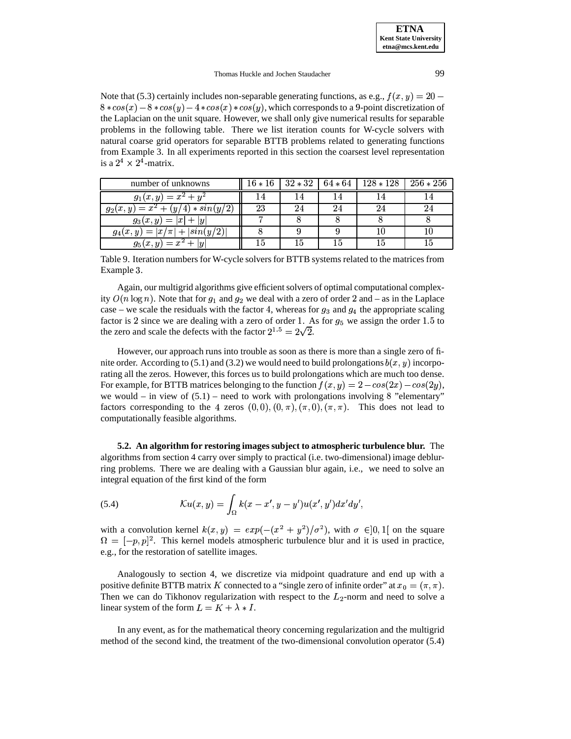Note that (5.3) certainly includes non-separable generating functions, as e.g., $f(x,y) = 20 - 8 * cos(x) - 8 * cos(y) - 4 * cos(x) * cos(y)$, which corresponds to a 9-point discretization of the Laplacian on the unit square. However, we shall only give numerical results for separable problems in the following table. There we list iteration counts for W-cycle solvers with natural coarse grid operators for separable BTTB problems related to generating functions from Example 3. In all experiments reported in this section the coarsest level representation is a $2^4 \times 2^4$-matrix.

| number of unknowns | $16 * 16$ | $32 * 32$ | $64 * 64$ | $128 * 128$ | $256 * 256$ |
|---|---|---|---|---|---|
| $g_1(x,y) = x^2 + y^2$ | 14 | 14 | 14 | 14 | 14 |
| $g_2(x,y) = x^2 + (y/4) * sin(y/2)$ | 23 | 24 | 24 | 24 | 24 |
| $g_3(x,y) = \|x\| + \|y\|$ | 7 | 8 | 8 | 8 | 8 |
| $g_4(x,y) = \|x/\pi\| + \|sin(y/2)\|$ | 8 | 9 | 9 | 10 | 10 |
| $g_5(x,y) = x^2 + \|y\|$ | 15 | 15 | 15 | 15 | 15 |

Table 9. Iteration numbers for W-cycle solvers for BTTB systems related to the matrices from Example 3.

Again, our multigrid algorithms give efficient solvers of optimal computational complexity $O(n \log n)$. Note that for $g_1$ and $g_2$ we deal with a zero of order 2 and – as in the Laplace case – we scale the residuals with the factor 4, whereas for $g_3$ and $g_4$ the appropriate scaling factor is 2 since we are dealing with a zero of order 1. As for $g_5$ we assign the order 1.5 to the zero and scale the defects with the factor $2^{1.5} = 2\sqrt{2}$.

However, our approach runs into trouble as soon as there is more than a single zero of finite order. According to (5.1) and (3.2) we would need to build prolongations $b(x,y)$ incorporating all the zeros. However, this forces us to build prolongations which are much too dense. For example, for BTTB matrices belonging to the function $f(x,y) = 2 - cos(2x) - cos(2y)$, we would – in view of (5.1) – need to work with prolongations involving 8 "elementary" factors corresponding to the 4 zeros $(0,0), (0,\pi), (\pi,0), (\pi,\pi)$. This does not lead to computationally feasible algorithms.

**5.2. An algorithm for restoring images subject to atmospheric turbulence blur.** The algorithms from section 4 carry over simply to practical (i.e. two-dimensional) image deblurring problems. There we are dealing with a Gaussian blur again, i.e., we need to solve an integral equation of the first kind of the form

$$\mathcal{K}u(x,y) = \int_\Omega k(x-x', y-y')u(x',y')dx'dy', \tag{5.4}$$

with a convolution kernel $k(x,y) = exp(-(x^2+y^2)/\sigma^2)$, with $\sigma \in ]0,1[$ on the square $\Omega = [-p,p]^2$. This kernel models atmospheric turbulence blur and it is used in practice, e.g., for the restoration of satellite images.

Analogously to section 4, we discretize via midpoint quadrature and end up with a positive definite BTTB matrix $K$ connected to a "single zero of infinite order" at $x_0 = (\pi,\pi)$. Then we can do Tikhonov regularization with respect to the $L_2$-norm and need to solve a linear system of the form $L = K + \lambda * I$.

In any event, as for the mathematical theory concerning regularization and the multigrid method of the second kind, the treatment of the two-dimensional convolution operator (5.4)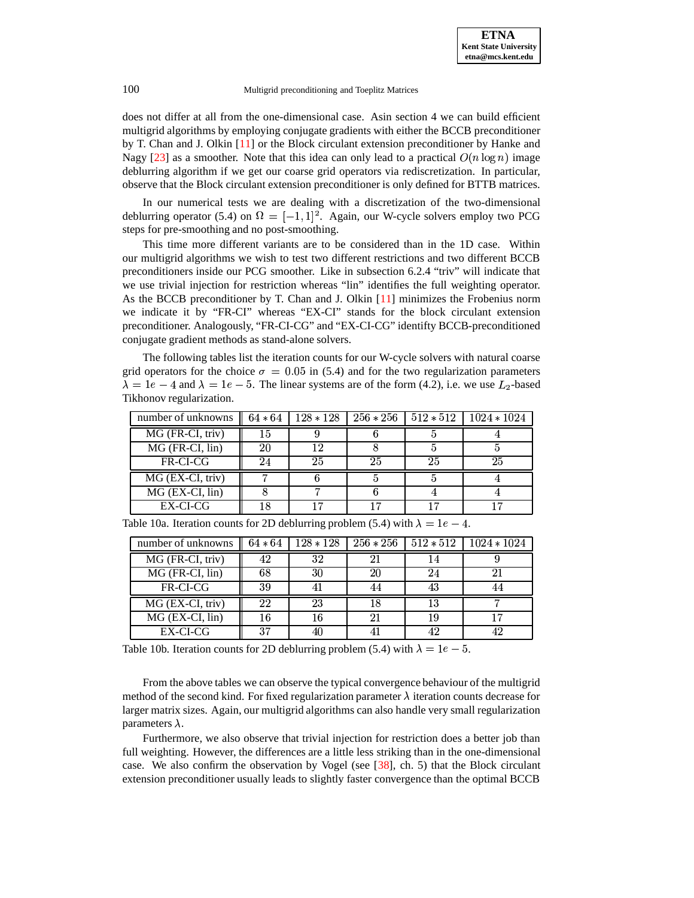does not differ at all from the one-dimensional case. Asin section 4 we can build efficient multigrid algorithms by employing conjugate gradients with either the BCCB preconditioner by T. Chan and J. Olkin [11] or the Block circulant extension preconditioner by Hanke and Nagy [23] as a smoother. Note that this idea can only lead to a practical $O(n \log n)$ image deblurring algorithm if we get our coarse grid operators via rediscretization. In particular, observe that the Block circulant extension preconditioner is only defined for BTTB matrices.

In our numerical tests we are dealing with a discretization of the two-dimensional deblurring operator (5.4) on $\Omega = [-1, 1]^2$. Again, our W-cycle solvers employ two PCG steps for pre-smoothing and no post-smoothing.

This time more different variants are to be considered than in the 1D case. Within our multigrid algorithms we wish to test two different restrictions and two different BCCB preconditioners inside our PCG smoother. Like in subsection 6.2.4 "triv" will indicate that we use trivial injection for restriction whereas "lin" identifies the full weighting operator. As the BCCB preconditioner by T. Chan and J. Olkin [11] minimizes the Frobenius norm we indicate it by "FR-CI" whereas "EX-CI" stands for the block circulant extension preconditioner. Analogously, "FR-CI-CG" and "EX-CI-CG" identifty BCCB-preconditioned conjugate gradient methods as stand-alone solvers.

The following tables list the iteration counts for our W-cycle solvers with natural coarse grid operators for the choice $\sigma = 0.05$ in (5.4) and for the two regularization parameters $\lambda = 1e-4$ and $\lambda = 1e-5$. The linear systems are of the form (4.2), i.e. we use $L_2$-based Tikhonov regularization.

| number of unknowns | $64*64$ | $128*128$ | $256*256$ | $512*512$ | $1024*1024$ |
|---|---|---|---|---|---|
| MG (FR-CI, triv) | 15 | 9 | 6 | 5 | 4 |
| MG (FR-CI, lin) | 20 | 12 | 8 | 5 | 5 |
| FR-CI-CG | 24 | 25 | 25 | 25 | 25 |
| MG (EX-CI, triv) | 7 | 6 | 5 | 5 | 4 |
| MG (EX-CI, lin) | 8 | 7 | 6 | 4 | 4 |
| EX-CI-CG | 18 | 17 | 17 | 17 | 17 |

Table 10a. Iteration counts for 2D deblurring problem (5.4) with $\lambda = 1e-4$.

| number of unknowns | $64*64$ | $128*128$ | $256*256$ | $512*512$ | $1024*1024$ |
|---|---|---|---|---|---|
| MG (FR-CI, triv) | 42 | 32 | 21 | 14 | 9 |
| MG (FR-CI, lin) | 68 | 30 | 20 | 24 | 21 |
| FR-CI-CG | 39 | 41 | 44 | 43 | 44 |
| MG (EX-CI, triv) | 22 | 23 | 18 | 13 | 7 |
| MG (EX-CI, lin) | 16 | 16 | 21 | 19 | 17 |
| EX-CI-CG | 37 | 40 | 41 | 42 | 42 |

Table 10b. Iteration counts for 2D deblurring problem (5.4) with $\lambda = 1e-5$.

From the above tables we can observe the typical convergence behaviour of the multigrid method of the second kind. For fixed regularization parameter $\lambda$ iteration counts decrease for larger matrix sizes. Again, our multigrid algorithms can also handle very small regularization parameters $\lambda$.

Furthermore, we also observe that trivial injection for restriction does a better job than full weighting. However, the differences are a little less striking than in the one-dimensional case. We also confirm the observation by Vogel (see [38], ch. 5) that the Block circulant extension preconditioner usually leads to slightly faster convergence than the optimal BCCB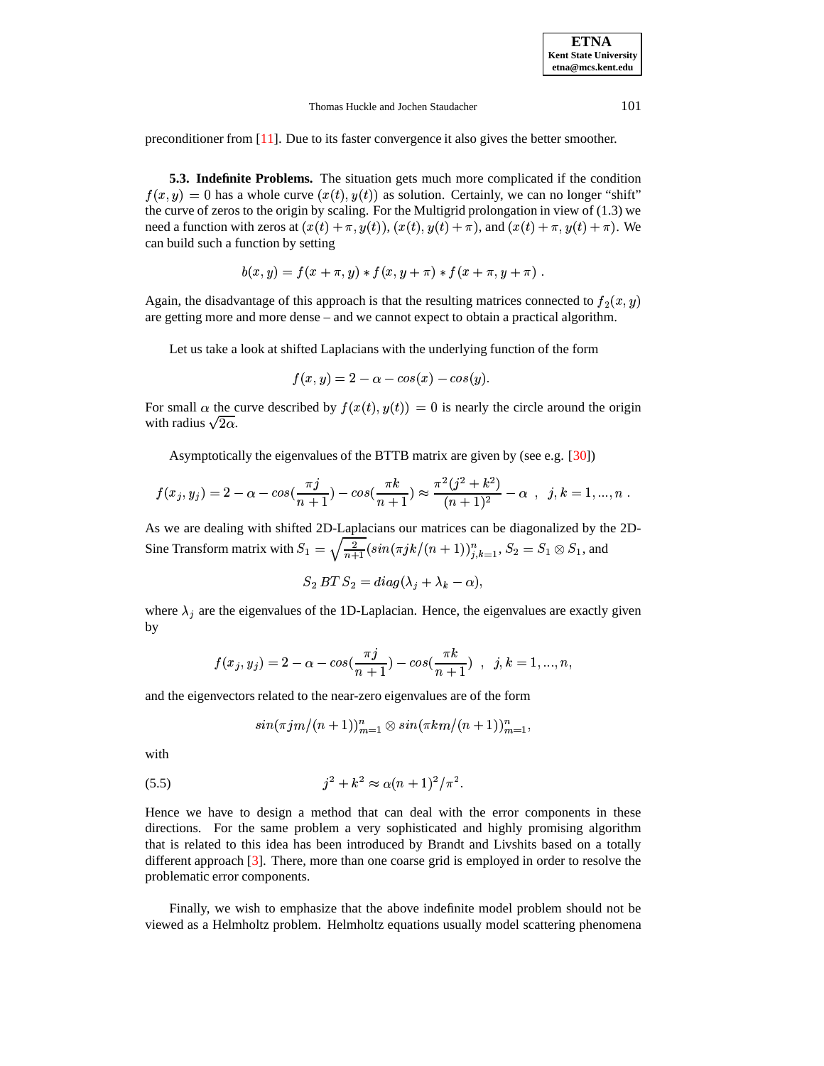preconditioner from [11]. Due to its faster convergence it also gives the better smoother.

**5.3. Indefinite Problems.** The situation gets much more complicated if the condition $f(x, y) = 0$ has a whole curve $(x(t), y(t))$ as solution. Certainly, we can no longer "shift" the curve of zeros to the origin by scaling. For the Multigrid prolongation in view of (1.3) we need a function with zeros at $(x(t) + \pi, y(t))$, $(x(t), y(t) + \pi)$, and $(x(t) + \pi, y(t) + \pi)$. We can build such a function by setting

$$b(x, y) = f(x + \pi, y) * f(x, y + \pi) * f(x + \pi, y + \pi) \ .$$

Again, the disadvantage of this approach is that the resulting matrices connected to $f_2(x, y)$ are getting more and more dense – and we cannot expect to obtain a practical algorithm.

Let us take a look at shifted Laplacians with the underlying function of the form

$$f(x, y) = 2 - \alpha - cos(x) - cos(y).$$

For small $\alpha$ the curve described by $f(x(t), y(t)) = 0$ is nearly the circle around the origin with radius $\sqrt{2\alpha}$.

Asymptotically the eigenvalues of the BTTB matrix are given by (see e.g. [30])

$$f(x_j, y_j) = 2 - \alpha - cos(\frac{\pi j}{n+1}) - cos(\frac{\pi k}{n+1}) \approx \frac{\pi^2 (j^2 + k^2)}{(n+1)^2} - \alpha \ \ , \ \ j, k = 1, ..., n \ .$$

As we are dealing with shifted 2D-Laplacians our matrices can be diagonalized by the 2D-Sine Transform matrix with $S_1 = \sqrt{\frac{2}{n+1}}(sin(\pi jk/(n+1))_{j,k=1}^n$, $S_2 = S_1 \otimes S_1$, and

$$S_2 \, BT \, S_2 = diag(\lambda_j + \lambda_k - \alpha),$$

where $\lambda_j$ are the eigenvalues of the 1D-Laplacian. Hence, the eigenvalues are exactly given by

$$f(x_j, y_j) = 2 - \alpha - cos(\frac{\pi j}{n+1}) - cos(\frac{\pi k}{n+1}) \ \ , \ \ j, k = 1, ..., n,$$

and the eigenvectors related to the near-zero eigenvalues are of the form

$$sin(\pi jm/(n+1))_{m=1}^n \otimes sin(\pi km/(n+1))_{m=1}^n,$$

with

$$j^2 + k^2 \approx \alpha (n+1)^2 / \pi^2. \tag{5.5}$$

Hence we have to design a method that can deal with the error components in these directions. For the same problem a very sophisticated and highly promising algorithm that is related to this idea has been introduced by Brandt and Livshits based on a totally different approach [3]. There, more than one coarse grid is employed in order to resolve the problematic error components.

Finally, we wish to emphasize that the above indefinite model problem should not be viewed as a Helmholtz problem. Helmholtz equations usually model scattering phenomena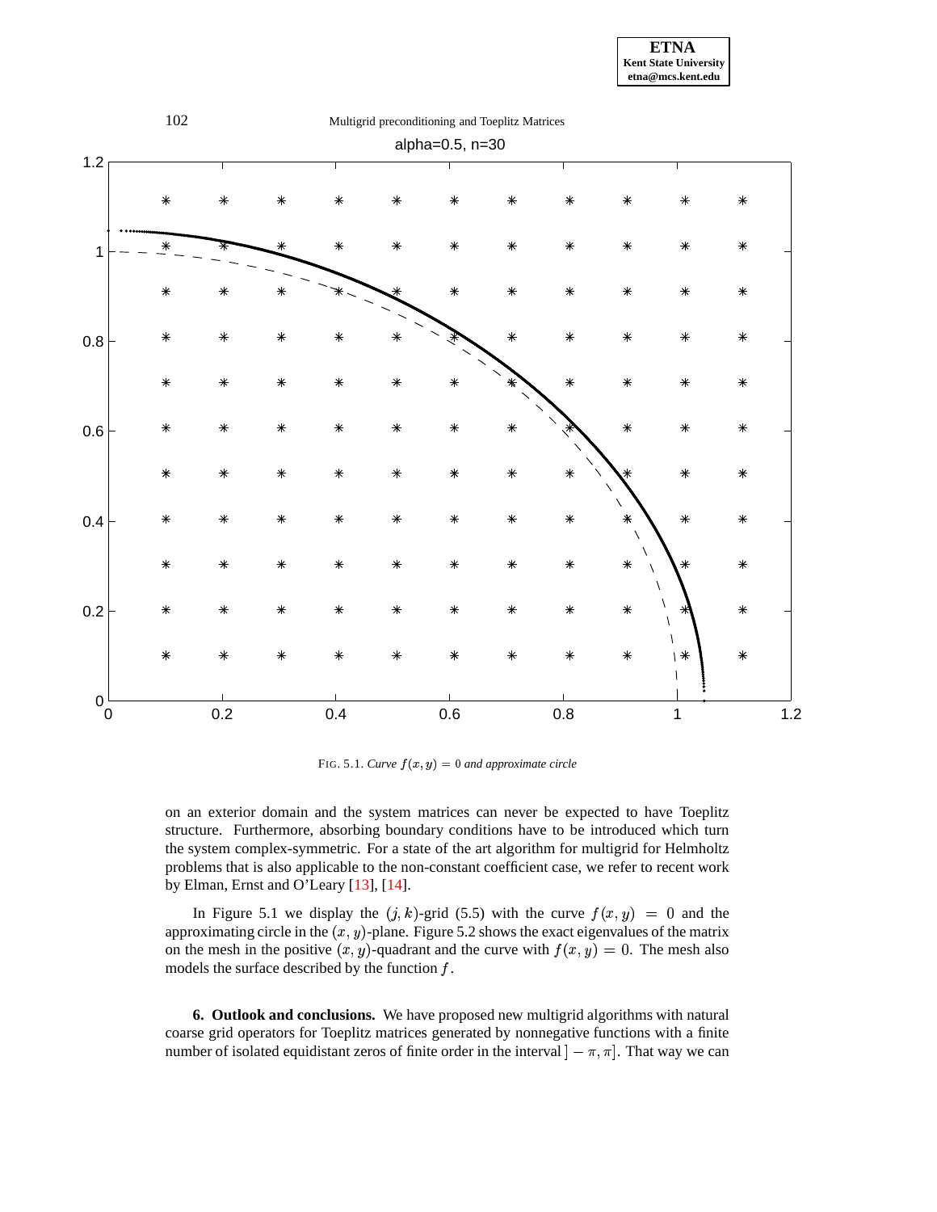FIG. 5.1. *Curve $f(x, y) = 0$ and approximate circle*

on an exterior domain and the system matrices can never be expected to have Toeplitz structure. Furthermore, absorbing boundary conditions have to be introduced which turn the system complex-symmetric. For a state of the art algorithm for multigrid for Helmholtz problems that is also applicable to the non-constant coefficient case, we refer to recent work by Elman, Ernst and O'Leary [13], [14].

In Figure 5.1 we display the $(j, k)$-grid (5.5) with the curve $f(x, y) = 0$ and the approximating circle in the $(x, y)$-plane. Figure 5.2 shows the exact eigenvalues of the matrix on the mesh in the positive $(x, y)$-quadrant and the curve with $f(x, y) = 0$. The mesh also models the surface described by the function $f$.

**6. Outlook and conclusions.** We have proposed new multigrid algorithms with natural coarse grid operators for Toeplitz matrices generated by nonnegative functions with a finite number of isolated equidistant zeros of finite order in the interval $]-\pi, \pi]$. That way we can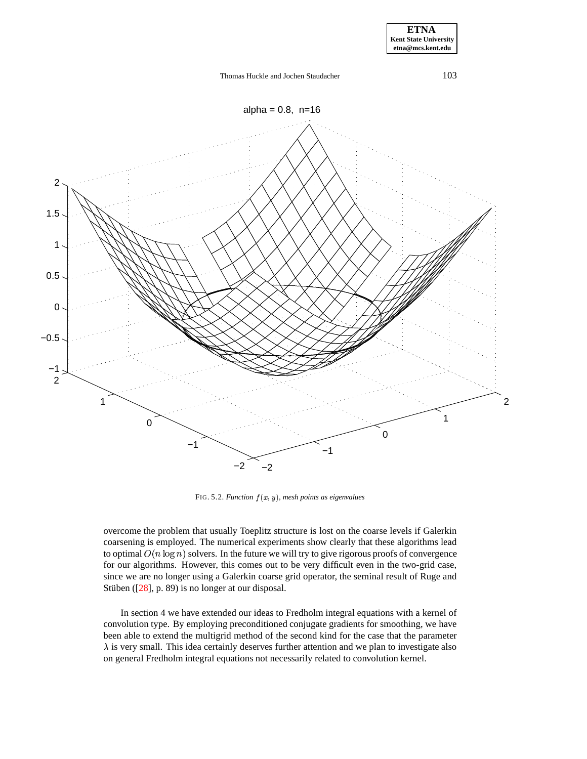FIG. 5.2. *Function $f(x, y)$, mesh points as eigenvalues*

overcome the problem that usually Toeplitz structure is lost on the coarse levels if Galerkin coarsening is employed. The numerical experiments show clearly that these algorithms lead to optimal $O(n \log n)$ solvers. In the future we will try to give rigorous proofs of convergence for our algorithms. However, this comes out to be very difficult even in the two-grid case, since we are no longer using a Galerkin coarse grid operator, the seminal result of Ruge and Stüben ([28], p. 89) is no longer at our disposal.

In section 4 we have extended our ideas to Fredholm integral equations with a kernel of convolution type. By employing preconditioned conjugate gradients for smoothing, we have been able to extend the multigrid method of the second kind for the case that the parameter $\lambda$ is very small. This idea certainly deserves further attention and we plan to investigate also on general Fredholm integral equations not necessarily related to convolution kernel.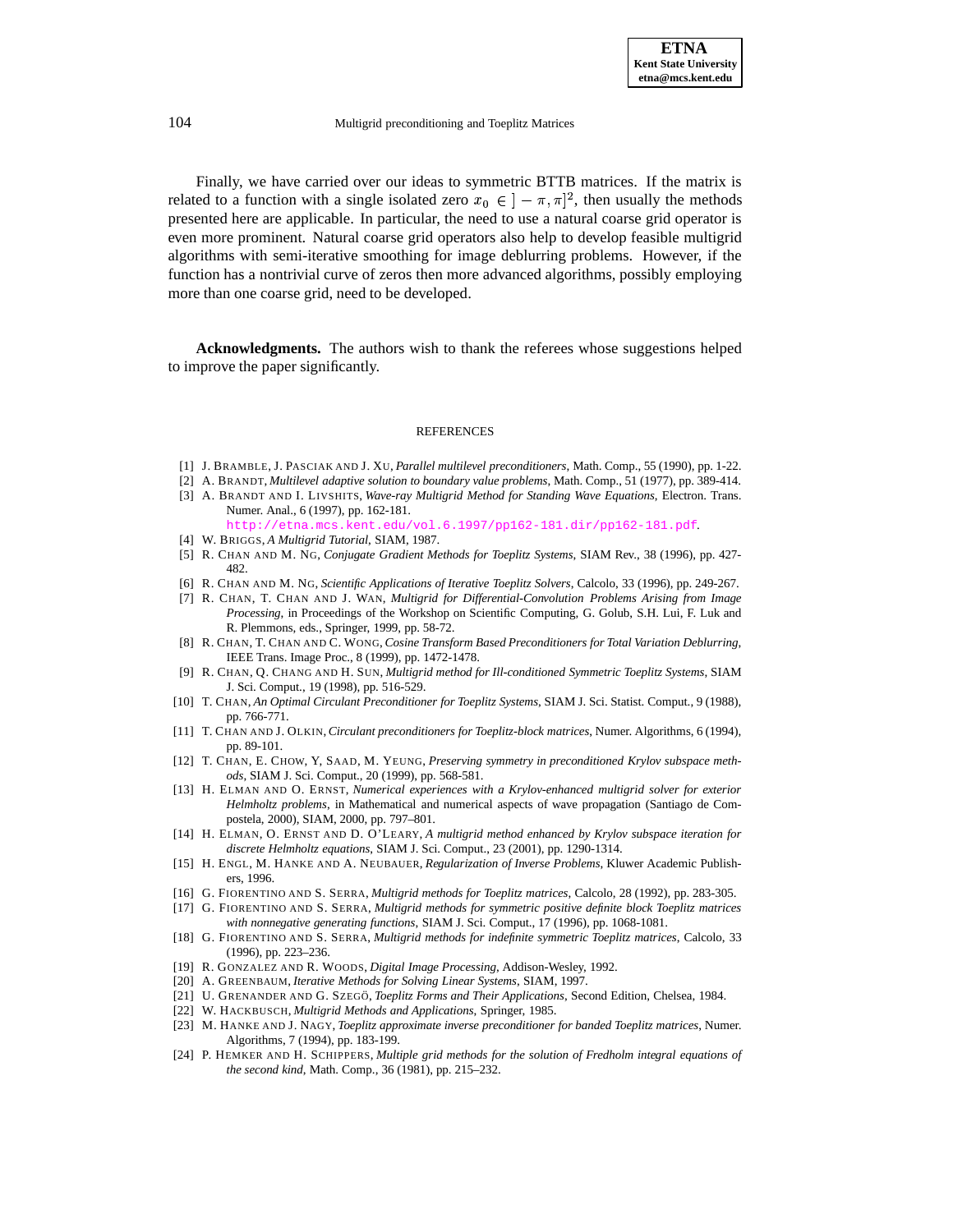Finally, we have carried over our ideas to symmetric BTTB matrices. If the matrix is related to a function with a single isolated zero $x_0 \in ]-\pi,\pi]^2$, then usually the methods presented here are applicable. In particular, the need to use a natural coarse grid operator is even more prominent. Natural coarse grid operators also help to develop feasible multigrid algorithms with semi-iterative smoothing for image deblurring problems. However, if the function has a nontrivial curve of zeros then more advanced algorithms, possibly employing more than one coarse grid, need to be developed.

**Acknowledgments.** The authors wish to thank the referees whose suggestions helped to improve the paper significantly.

REFERENCES

[1] J. Bramble, J. Pasciak and J. Xu, *Parallel multilevel preconditioners*, Math. Comp., 55 (1990), pp. 1-22.
[2] A. Brandt, *Multilevel adaptive solution to boundary value problems*, Math. Comp., 51 (1977), pp. 389-414.
[3] A. Brandt and I. Livshits, *Wave-ray Multigrid Method for Standing Wave Equations*, Electron. Trans. Numer. Anal., 6 (1997), pp. 162-181. http://etna.mcs.kent.edu/vol.6.1997/pp162-181.dir/pp162-181.pdf.
[4] W. Briggs, *A Multigrid Tutorial*, SIAM, 1987.
[5] R. Chan and M. Ng, *Conjugate Gradient Methods for Toeplitz Systems*, SIAM Rev., 38 (1996), pp. 427-482.
[6] R. Chan and M. Ng, *Scientific Applications of Iterative Toeplitz Solvers*, Calcolo, 33 (1996), pp. 249-267.
[7] R. Chan, T. Chan and J. Wan, *Multigrid for Differential-Convolution Problems Arising from Image Processing*, in Proceedings of the Workshop on Scientific Computing, G. Golub, S.H. Lui, F. Luk and R. Plemmons, eds., Springer, 1999, pp. 58-72.
[8] R. Chan, T. Chan and C. Wong, *Cosine Transform Based Preconditioners for Total Variation Deblurring*, IEEE Trans. Image Proc., 8 (1999), pp. 1472-1478.
[9] R. Chan, Q. Chang and H. Sun, *Multigrid method for Ill-conditioned Symmetric Toeplitz Systems*, SIAM J. Sci. Comput., 19 (1998), pp. 516-529.
[10] T. Chan, *An Optimal Circulant Preconditioner for Toeplitz Systems*, SIAM J. Sci. Statist. Comput., 9 (1988), pp. 766-771.
[11] T. Chan and J. Olkin, *Circulant preconditioners for Toeplitz-block matrices*, Numer. Algorithms, 6 (1994), pp. 89-101.
[12] T. Chan, E. Chow, Y, Saad, M. Yeung, *Preserving symmetry in preconditioned Krylov subspace methods*, SIAM J. Sci. Comput., 20 (1999), pp. 568-581.
[13] H. Elman and O. Ernst, *Numerical experiences with a Krylov-enhanced multigrid solver for exterior Helmholtz problems*, in Mathematical and numerical aspects of wave propagation (Santiago de Compostela, 2000), SIAM, 2000, pp. 797–801.
[14] H. Elman, O. Ernst and D. O'Leary, *A multigrid method enhanced by Krylov subspace iteration for discrete Helmholtz equations*, SIAM J. Sci. Comput., 23 (2001), pp. 1290-1314.
[15] H. Engl, M. Hanke and A. Neubauer, *Regularization of Inverse Problems*, Kluwer Academic Publishers, 1996.
[16] G. Fiorentino and S. Serra, *Multigrid methods for Toeplitz matrices*, Calcolo, 28 (1992), pp. 283-305.
[17] G. Fiorentino and S. Serra, *Multigrid methods for symmetric positive definite block Toeplitz matrices with nonnegative generating functions*, SIAM J. Sci. Comput., 17 (1996), pp. 1068-1081.
[18] G. Fiorentino and S. Serra, *Multigrid methods for indefinite symmetric Toeplitz matrices*, Calcolo, 33 (1996), pp. 223–236.
[19] R. Gonzalez and R. Woods, *Digital Image Processing*, Addison-Wesley, 1992.
[20] A. Greenbaum, *Iterative Methods for Solving Linear Systems*, SIAM, 1997.
[21] U. Grenander and G. Szegö, *Toeplitz Forms and Their Applications*, Second Edition, Chelsea, 1984.
[22] W. Hackbusch, *Multigrid Methods and Applications*, Springer, 1985.
[23] M. Hanke and J. Nagy, *Toeplitz approximate inverse preconditioner for banded Toeplitz matrices*, Numer. Algorithms, 7 (1994), pp. 183-199.
[24] P. Hemker and H. Schippers, *Multiple grid methods for the solution of Fredholm integral equations of the second kind*, Math. Comp., 36 (1981), pp. 215–232.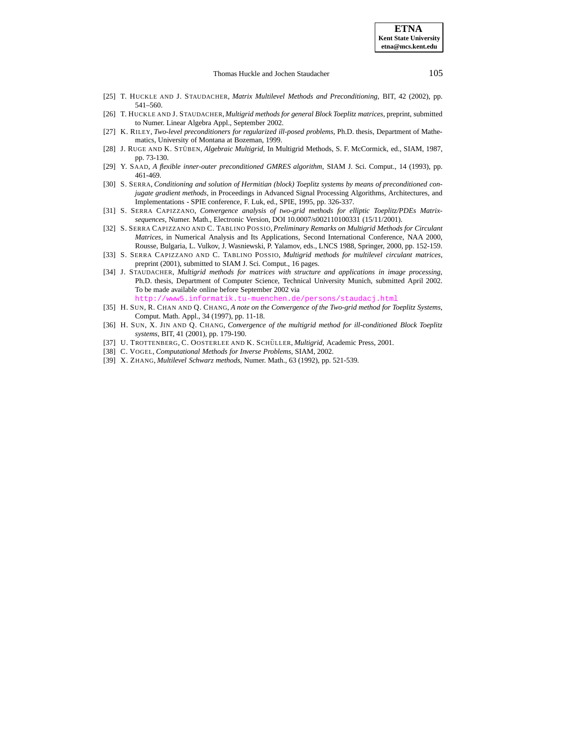[25] T. Huckle and J. Staudacher, *Matrix Multilevel Methods and Preconditioning*, BIT, 42 (2002), pp. 541–560.

[26] T. Huckle and J. Staudacher, *Multigrid methods for general Block Toeplitz matrices*, preprint, submitted to Numer. Linear Algebra Appl., September 2002.

[27] K. Riley, *Two-level preconditioners for regularized ill-posed problems*, Ph.D. thesis, Department of Mathematics, University of Montana at Bozeman, 1999.

[28] J. Ruge and K. Stüben, *Algebraic Multigrid*, In Multigrid Methods, S. F. McCormick, ed., SIAM, 1987, pp. 73-130.

[29] Y. Saad, *A flexible inner-outer preconditioned GMRES algorithm*, SIAM J. Sci. Comput., 14 (1993), pp. 461-469.

[30] S. Serra, *Conditioning and solution of Hermitian (block) Toeplitz systems by means of preconditioned conjugate gradient methods*, in Proceedings in Advanced Signal Processing Algorithms, Architectures, and Implementations - SPIE conference, F. Luk, ed., SPIE, 1995, pp. 326-337.

[31] S. Serra Capizzano, *Convergence analysis of two-grid methods for elliptic Toeplitz/PDEs Matrix-sequences*, Numer. Math., Electronic Version, DOI 10.0007/s002110100331 (15/11/2001).

[32] S. Serra Capizzano and C. Tablino Possio, *Preliminary Remarks on Multigrid Methods for Circulant Matrices*, in Numerical Analysis and Its Applications, Second International Conference, NAA 2000, Rousse, Bulgaria, L. Vulkov, J. Wasniewski, P. Yalamov, eds., LNCS 1988, Springer, 2000, pp. 152-159.

[33] S. Serra Capizzano and C. Tablino Possio, *Multigrid methods for multilevel circulant matrices*, preprint (2001), submitted to SIAM J. Sci. Comput., 16 pages.

[34] J. Staudacher, *Multigrid methods for matrices with structure and applications in image processing*, Ph.D. thesis, Department of Computer Science, Technical University Munich, submitted April 2002. To be made available online before September 2002 via http://www5.informatik.tu-muenchen.de/persons/staudacj.html

[35] H. Sun, R. Chan and Q. Chang, *A note on the Convergence of the Two-grid method for Toeplitz Systems*, Comput. Math. Appl., 34 (1997), pp. 11-18.

[36] H. Sun, X. Jin and Q. Chang, *Convergence of the multigrid method for ill-conditioned Block Toeplitz systems*, BIT, 41 (2001), pp. 179-190.

[37] U. Trottenberg, C. Oosterlee and K. Schüller, *Multigrid*, Academic Press, 2001.

[38] C. Vogel, *Computational Methods for Inverse Problems*, SIAM, 2002.

[39] X. Zhang, *Multilevel Schwarz methods*, Numer. Math., 63 (1992), pp. 521-539.